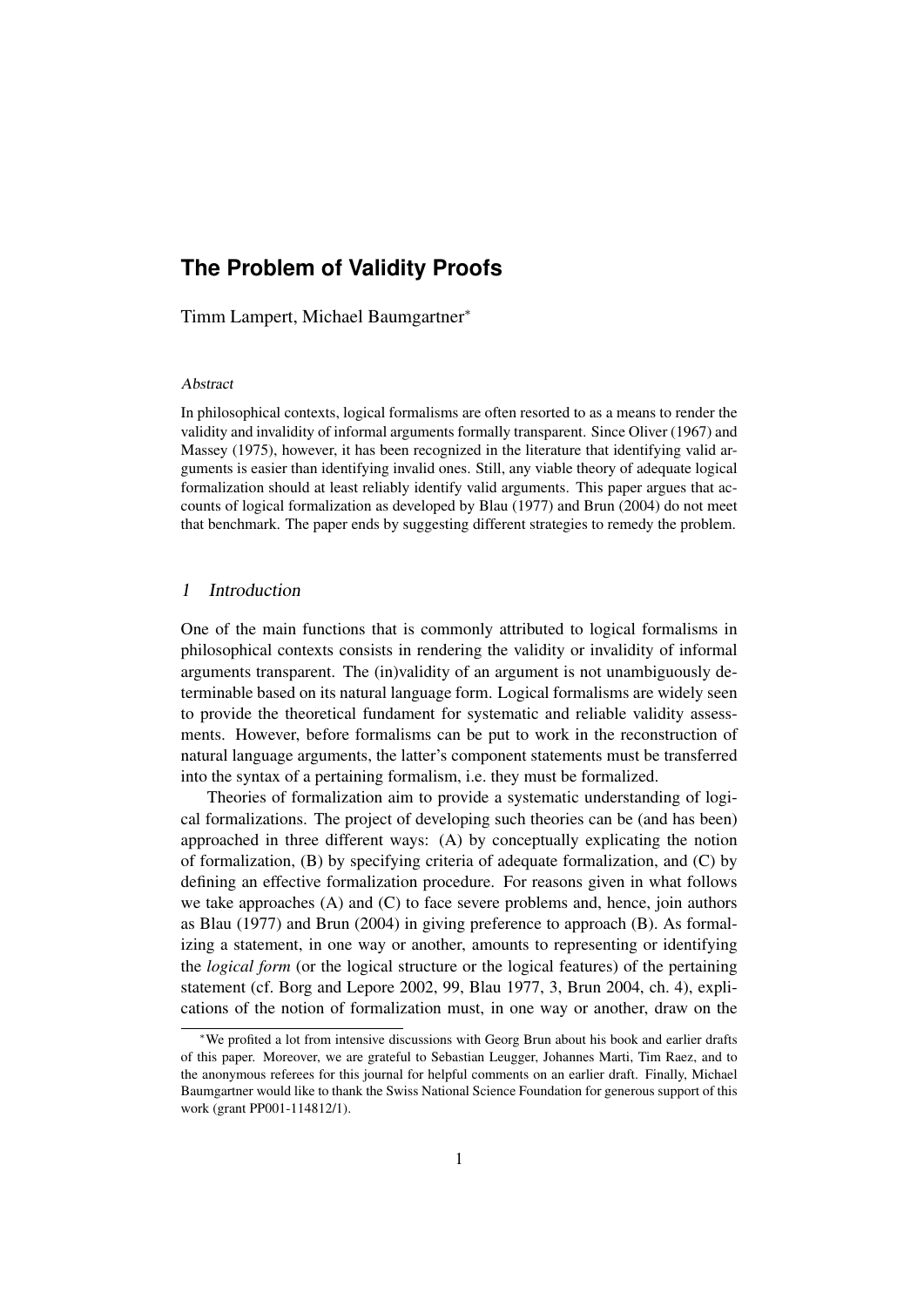# The Problem of Validity Proofs

Timm Lampert, Michael Baumgartner*

### Abstract

In philosophical contexts, logical formalisms are often resorted to as a means to render the validity and invalidity of informal arguments formally transparent. Since Oliver (1967) and Massey (1975), however, it has been recognized in the literature that identifying valid arguments is easier than identifying invalid ones. Still, any viable theory of adequate logical formalization should at least reliably identify valid arguments. This paper argues that accounts of logical formalization as developed by Blau (1977) and Brun (2004) do not meet that benchmark. The paper ends by suggesting different strategies to remedy the problem.

## 1 Introduction

One of the main functions that is commonly attributed to logical formalisms in philosophical contexts consists in rendering the validity or invalidity of informal arguments transparent. The (in)validity of an argument is not unambiguously determinable based on its natural language form. Logical formalisms are widely seen to provide the theoretical fundament for systematic and reliable validity assessments. However, before formalisms can be put to work in the reconstruction of natural language arguments, the latter's component statements must be transferred into the syntax of a pertaining formalism, i.e. they must be formalized.

Theories of formalization aim to provide a systematic understanding of logical formalizations. The project of developing such theories can be (and has been) approached in three different ways: (A) by conceptually explicating the notion of formalization, (B) by specifying criteria of adequate formalization, and (C) by defining an effective formalization procedure. For reasons given in what follows we take approaches (A) and (C) to face severe problems and, hence, join authors as Blau (1977) and Brun (2004) in giving preference to approach (B). As formalizing a statement, in one way or another, amounts to representing or identifying the *logical form* (or the logical structure or the logical features) of the pertaining statement (cf. Borg and Lepore 2002, 99, Blau 1977, 3, Brun 2004, ch. 4), explications of the notion of formalization must, in one way or another, draw on the

*We profited a lot from intensive discussions with Georg Brun about his book and earlier drafts of this paper. Moreover, we are grateful to Sebastian Leugger, Johannes Marti, Tim Raez, and to the anonymous referees for this journal for helpful comments on an earlier draft. Finally, Michael Baumgartner would like to thank the Swiss National Science Foundation for generous support of this work (grant PP001-114812/1).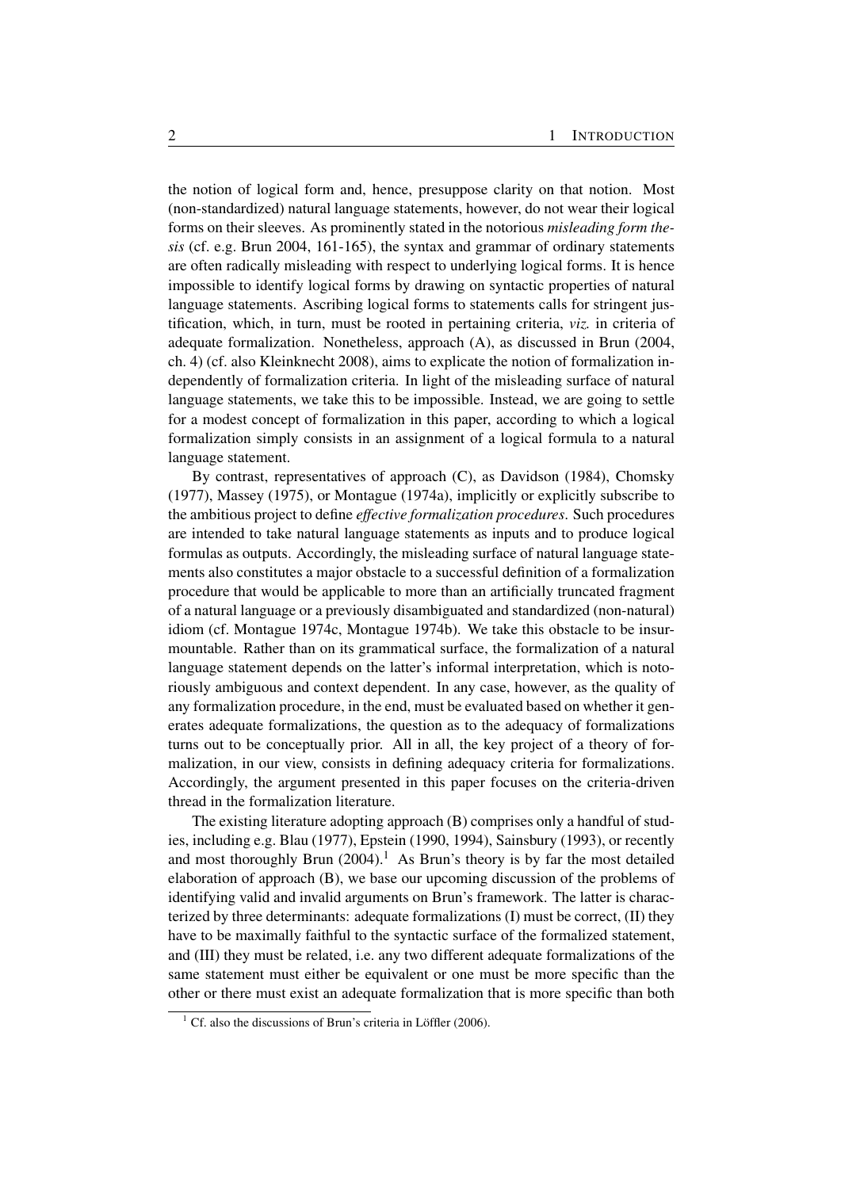the notion of logical form and, hence, presuppose clarity on that notion. Most (non-standardized) natural language statements, however, do not wear their logical forms on their sleeves. As prominently stated in the notorious *misleading form thesis* (cf. e.g. Brun 2004, 161-165), the syntax and grammar of ordinary statements are often radically misleading with respect to underlying logical forms. It is hence impossible to identify logical forms by drawing on syntactic properties of natural language statements. Ascribing logical forms to statements calls for stringent justification, which, in turn, must be rooted in pertaining criteria, *viz.* in criteria of adequate formalization. Nonetheless, approach (A), as discussed in Brun (2004, ch. 4) (cf. also Kleinknecht 2008), aims to explicate the notion of formalization independently of formalization criteria. In light of the misleading surface of natural language statements, we take this to be impossible. Instead, we are going to settle for a modest concept of formalization in this paper, according to which a logical formalization simply consists in an assignment of a logical formula to a natural language statement.

By contrast, representatives of approach (C), as Davidson (1984), Chomsky (1977), Massey (1975), or Montague (1974a), implicitly or explicitly subscribe to the ambitious project to define *effective formalization procedures*. Such procedures are intended to take natural language statements as inputs and to produce logical formulas as outputs. Accordingly, the misleading surface of natural language statements also constitutes a major obstacle to a successful definition of a formalization procedure that would be applicable to more than an artificially truncated fragment of a natural language or a previously disambiguated and standardized (non-natural) idiom (cf. Montague 1974c, Montague 1974b). We take this obstacle to be insurmountable. Rather than on its grammatical surface, the formalization of a natural language statement depends on the latter's informal interpretation, which is notoriously ambiguous and context dependent. In any case, however, as the quality of any formalization procedure, in the end, must be evaluated based on whether it generates adequate formalizations, the question as to the adequacy of formalizations turns out to be conceptually prior. All in all, the key project of a theory of formalization, in our view, consists in defining adequacy criteria for formalizations. Accordingly, the argument presented in this paper focuses on the criteria-driven thread in the formalization literature.

The existing literature adopting approach (B) comprises only a handful of studies, including e.g. Blau (1977), Epstein (1990, 1994), Sainsbury (1993), or recently and most thoroughly Brun (2004).[1] As Brun's theory is by far the most detailed elaboration of approach (B), we base our upcoming discussion of the problems of identifying valid and invalid arguments on Brun's framework. The latter is characterized by three determinants: adequate formalizations (I) must be correct, (II) they have to be maximally faithful to the syntactic surface of the formalized statement, and (III) they must be related, i.e. any two different adequate formalizations of the same statement must either be equivalent or one must be more specific than the other or there must exist an adequate formalization that is more specific than both

[1] Cf. also the discussions of Brun's criteria in Löffler (2006).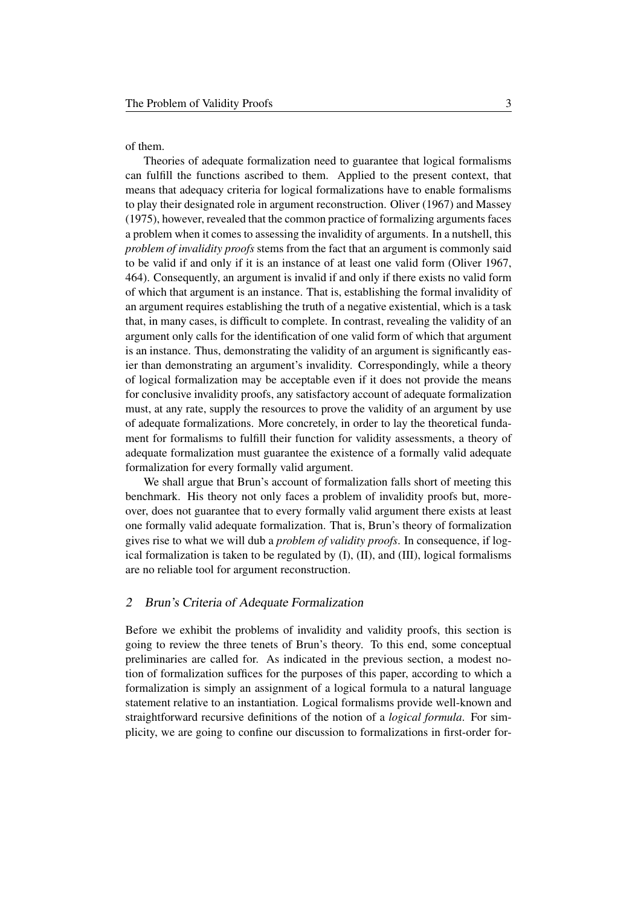of them.

Theories of adequate formalization need to guarantee that logical formalisms can fulfill the functions ascribed to them. Applied to the present context, that means that adequacy criteria for logical formalizations have to enable formalisms to play their designated role in argument reconstruction. Oliver (1967) and Massey (1975), however, revealed that the common practice of formalizing arguments faces a problem when it comes to assessing the invalidity of arguments. In a nutshell, this *problem of invalidity proofs* stems from the fact that an argument is commonly said to be valid if and only if it is an instance of at least one valid form (Oliver 1967, 464). Consequently, an argument is invalid if and only if there exists no valid form of which that argument is an instance. That is, establishing the formal invalidity of an argument requires establishing the truth of a negative existential, which is a task that, in many cases, is difficult to complete. In contrast, revealing the validity of an argument only calls for the identification of one valid form of which that argument is an instance. Thus, demonstrating the validity of an argument is significantly easier than demonstrating an argument's invalidity. Correspondingly, while a theory of logical formalization may be acceptable even if it does not provide the means for conclusive invalidity proofs, any satisfactory account of adequate formalization must, at any rate, supply the resources to prove the validity of an argument by use of adequate formalizations. More concretely, in order to lay the theoretical fundament for formalisms to fulfill their function for validity assessments, a theory of adequate formalization must guarantee the existence of a formally valid adequate formalization for every formally valid argument.

We shall argue that Brun's account of formalization falls short of meeting this benchmark. His theory not only faces a problem of invalidity proofs but, moreover, does not guarantee that to every formally valid argument there exists at least one formally valid adequate formalization. That is, Brun's theory of formalization gives rise to what we will dub a *problem of validity proofs*. In consequence, if logical formalization is taken to be regulated by (I), (II), and (III), logical formalisms are no reliable tool for argument reconstruction.

## 2 Brun's Criteria of Adequate Formalization

Before we exhibit the problems of invalidity and validity proofs, this section is going to review the three tenets of Brun's theory. To this end, some conceptual preliminaries are called for. As indicated in the previous section, a modest notion of formalization suffices for the purposes of this paper, according to which a formalization is simply an assignment of a logical formula to a natural language statement relative to an instantiation. Logical formalisms provide well-known and straightforward recursive definitions of the notion of a *logical formula*. For simplicity, we are going to confine our discussion to formalizations in first-order for-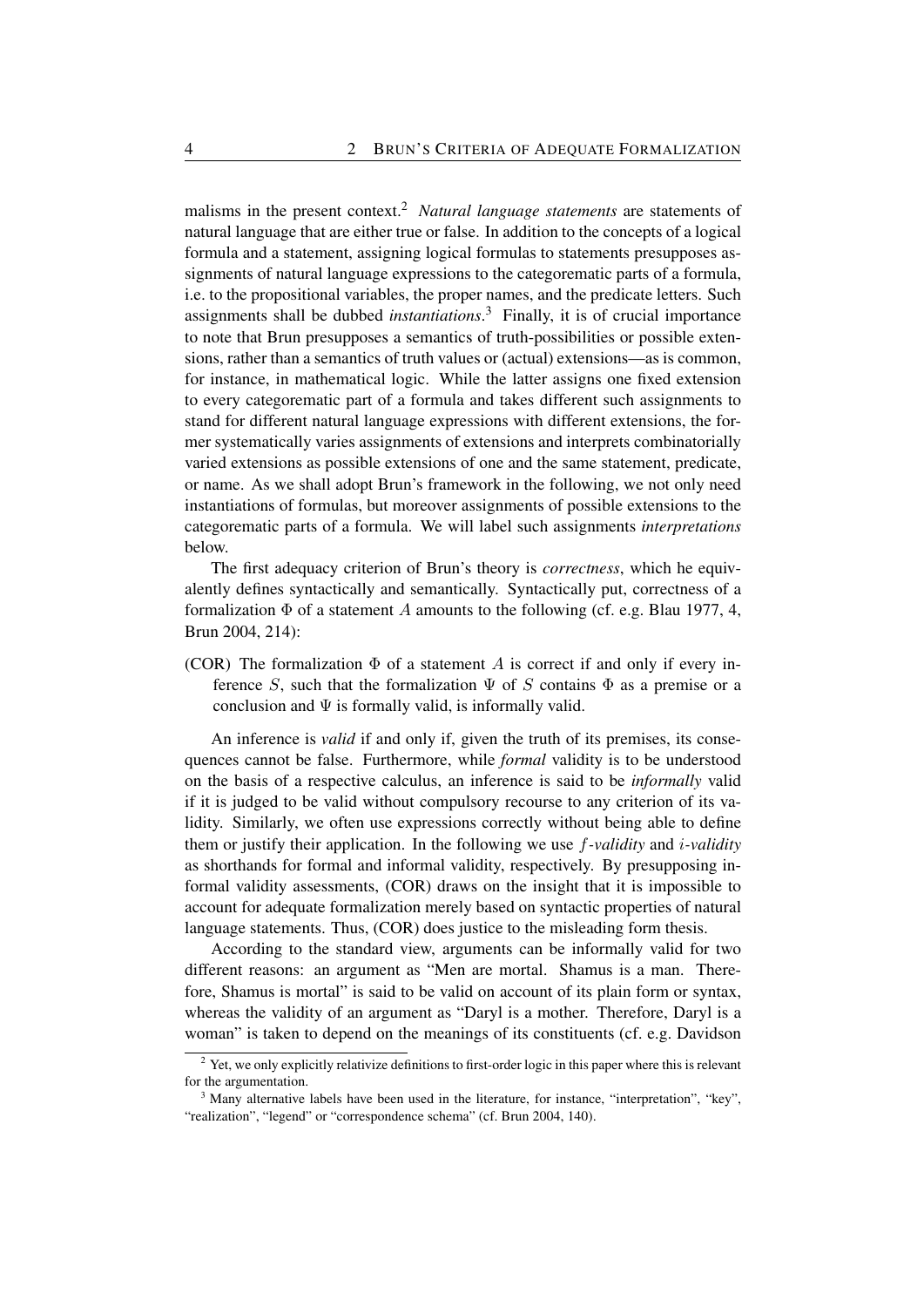malisms in the present context.[2] *Natural language statements* are statements of natural language that are either true or false. In addition to the concepts of a logical formula and a statement, assigning logical formulas to statements presupposes assignments of natural language expressions to the categorematic parts of a formula, i.e. to the propositional variables, the proper names, and the predicate letters. Such assignments shall be dubbed *instantiations*.[3] Finally, it is of crucial importance to note that Brun presupposes a semantics of truth-possibilities or possible extensions, rather than a semantics of truth values or (actual) extensions—as is common, for instance, in mathematical logic. While the latter assigns one fixed extension to every categorematic part of a formula and takes different such assignments to stand for different natural language expressions with different extensions, the former systematically varies assignments of extensions and interprets combinatorially varied extensions as possible extensions of one and the same statement, predicate, or name. As we shall adopt Brun's framework in the following, we not only need instantiations of formulas, but moreover assignments of possible extensions to the categorematic parts of a formula. We will label such assignments *interpretations* below.

The first adequacy criterion of Brun's theory is *correctness*, which he equivalently defines syntactically and semantically. Syntactically put, correctness of a formalization $\Phi$ of a statement $A$ amounts to the following (cf. e.g. Blau 1977, 4, Brun 2004, 214):

(COR) The formalization $\Phi$ of a statement $A$ is correct if and only if every inference $S$, such that the formalization $\Psi$ of $S$ contains $\Phi$ as a premise or a conclusion and $\Psi$ is formally valid, is informally valid.

An inference is *valid* if and only if, given the truth of its premises, its consequences cannot be false. Furthermore, while *formal* validity is to be understood on the basis of a respective calculus, an inference is said to be *informally* valid if it is judged to be valid without compulsory recourse to any criterion of its validity. Similarly, we often use expressions correctly without being able to define them or justify their application. In the following we use $f$*-validity* and $i$*-validity* as shorthands for formal and informal validity, respectively. By presupposing informal validity assessments, (COR) draws on the insight that it is impossible to account for adequate formalization merely based on syntactic properties of natural language statements. Thus, (COR) does justice to the misleading form thesis.

According to the standard view, arguments can be informally valid for two different reasons: an argument as "Men are mortal. Shamus is a man. Therefore, Shamus is mortal" is said to be valid on account of its plain form or syntax, whereas the validity of an argument as "Daryl is a mother. Therefore, Daryl is a woman" is taken to depend on the meanings of its constituents (cf. e.g. Davidson

[2] Yet, we only explicitly relativize definitions to first-order logic in this paper where this is relevant for the argumentation.

[3] Many alternative labels have been used in the literature, for instance, "interpretation", "key", "realization", "legend" or "correspondence schema" (cf. Brun 2004, 140).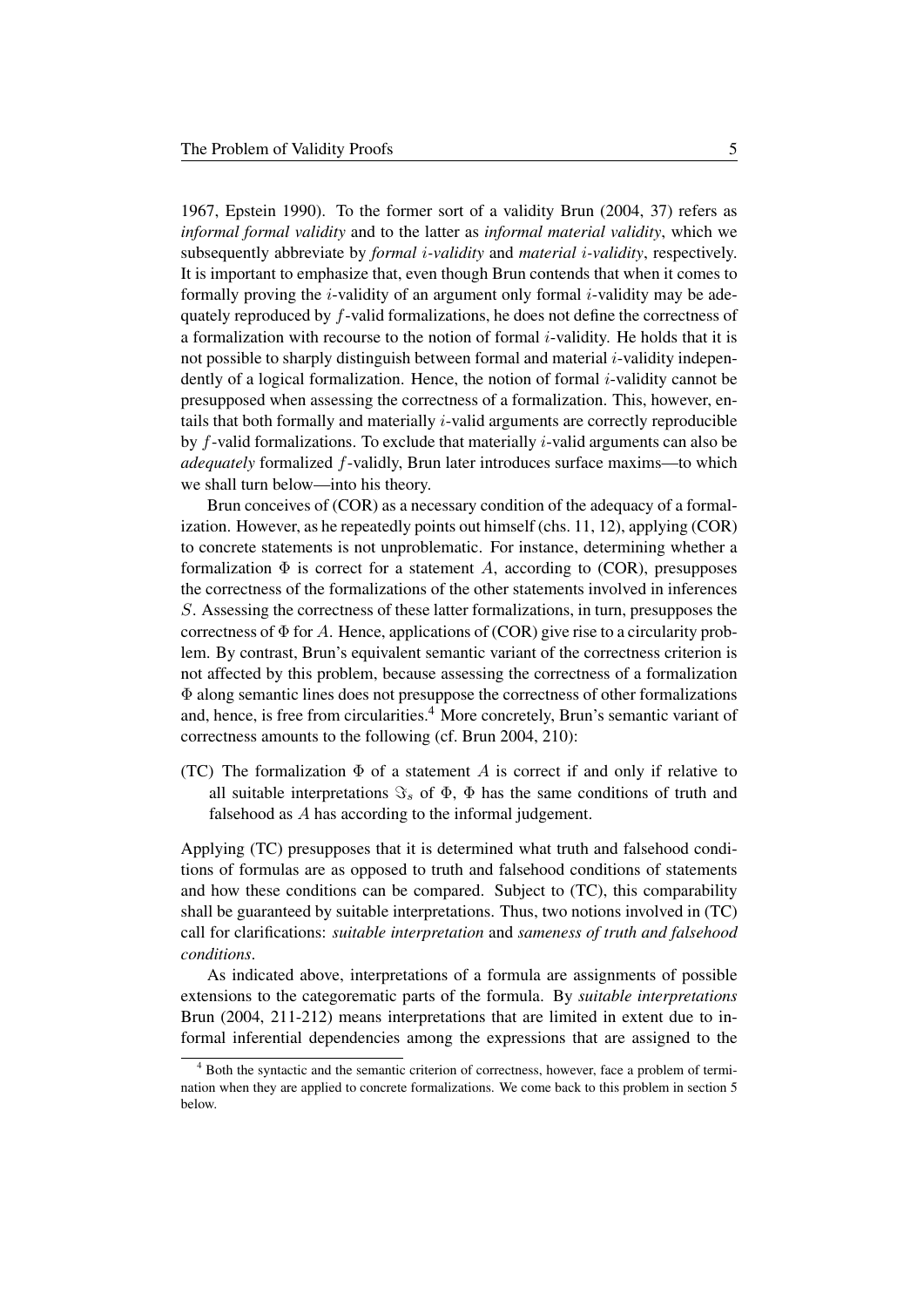1967, Epstein 1990). To the former sort of a validity Brun (2004, 37) refers as *informal formal validity* and to the latter as *informal material validity*, which we subsequently abbreviate by *formal $i$-validity* and *material $i$-validity*, respectively. It is important to emphasize that, even though Brun contends that when it comes to formally proving the $i$-validity of an argument only formal $i$-validity may be adequately reproduced by $f$-valid formalizations, he does not define the correctness of a formalization with recourse to the notion of formal $i$-validity. He holds that it is not possible to sharply distinguish between formal and material $i$-validity independently of a logical formalization. Hence, the notion of formal $i$-validity cannot be presupposed when assessing the correctness of a formalization. This, however, entails that both formally and materially $i$-valid arguments are correctly reproducible by $f$-valid formalizations. To exclude that materially $i$-valid arguments can also be *adequately* formalized $f$-validly, Brun later introduces surface maxims—to which we shall turn below—into his theory.

Brun conceives of (COR) as a necessary condition of the adequacy of a formalization. However, as he repeatedly points out himself (chs. 11, 12), applying (COR) to concrete statements is not unproblematic. For instance, determining whether a formalization $\Phi$ is correct for a statement $A$, according to (COR), presupposes the correctness of the formalizations of the other statements involved in inferences $S$. Assessing the correctness of these latter formalizations, in turn, presupposes the correctness of $\Phi$ for $A$. Hence, applications of (COR) give rise to a circularity problem. By contrast, Brun's equivalent semantic variant of the correctness criterion is not affected by this problem, because assessing the correctness of a formalization $\Phi$ along semantic lines does not presuppose the correctness of other formalizations and, hence, is free from circularities.[4] More concretely, Brun's semantic variant of correctness amounts to the following (cf. Brun 2004, 210):

(TC) The formalization $\Phi$ of a statement $A$ is correct if and only if relative to all suitable interpretations $\Im_s$ of $\Phi$, $\Phi$ has the same conditions of truth and falsehood as $A$ has according to the informal judgement.

Applying (TC) presupposes that it is determined what truth and falsehood conditions of formulas are as opposed to truth and falsehood conditions of statements and how these conditions can be compared. Subject to (TC), this comparability shall be guaranteed by suitable interpretations. Thus, two notions involved in (TC) call for clarifications: *suitable interpretation* and *sameness of truth and falsehood conditions*.

As indicated above, interpretations of a formula are assignments of possible extensions to the categorematic parts of the formula. By *suitable interpretations* Brun (2004, 211-212) means interpretations that are limited in extent due to informal inferential dependencies among the expressions that are assigned to the

[4] Both the syntactic and the semantic criterion of correctness, however, face a problem of termination when they are applied to concrete formalizations. We come back to this problem in section 5 below.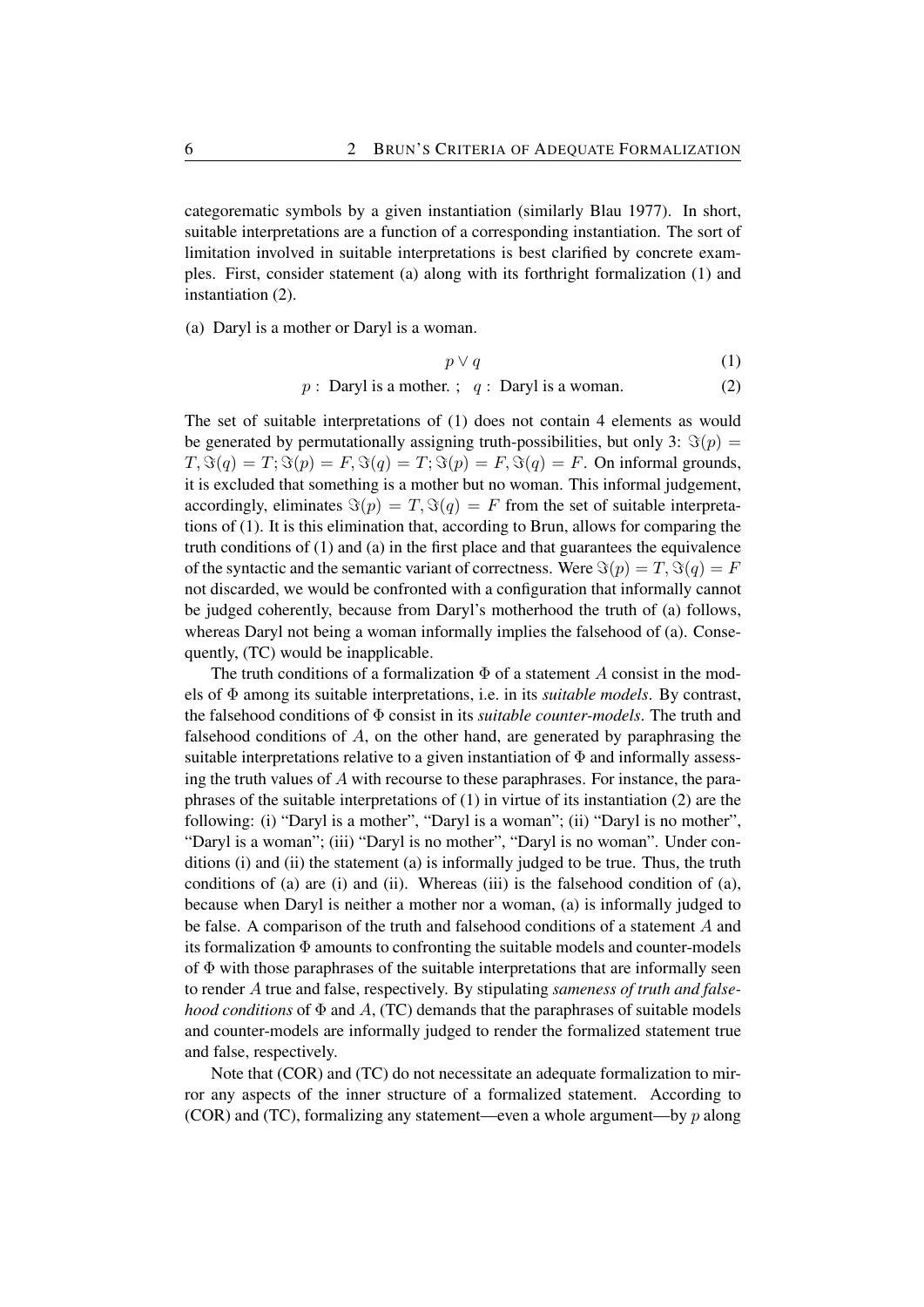categorematic symbols by a given instantiation (similarly Blau 1977). In short, suitable interpretations are a function of a corresponding instantiation. The sort of limitation involved in suitable interpretations is best clarified by concrete examples. First, consider statement (a) along with its forthright formalization (1) and instantiation (2).

(a) Daryl is a mother or Daryl is a woman.

$$p \vee q \tag{1}$$

$$p: \text{ Daryl is a mother. }; \quad q: \text{ Daryl is a woman.} \tag{2}$$

The set of suitable interpretations of (1) does not contain 4 elements as would be generated by permutationally assigning truth-possibilities, but only 3: $\Im(p) = T, \Im(q) = T; \Im(p) = F, \Im(q) = T; \Im(p) = F, \Im(q) = F$. On informal grounds, it is excluded that something is a mother but no woman. This informal judgement, accordingly, eliminates $\Im(p) = T, \Im(q) = F$ from the set of suitable interpretations of (1). It is this elimination that, according to Brun, allows for comparing the truth conditions of (1) and (a) in the first place and that guarantees the equivalence of the syntactic and the semantic variant of correctness. Were $\Im(p) = T, \Im(q) = F$ not discarded, we would be confronted with a configuration that informally cannot be judged coherently, because from Daryl's motherhood the truth of (a) follows, whereas Daryl not being a woman informally implies the falsehood of (a). Consequently, (TC) would be inapplicable.

The truth conditions of a formalization $\Phi$ of a statement $A$ consist in the models of $\Phi$ among its suitable interpretations, i.e. in its *suitable models*. By contrast, the falsehood conditions of $\Phi$ consist in its *suitable counter-models*. The truth and falsehood conditions of $A$, on the other hand, are generated by paraphrasing the suitable interpretations relative to a given instantiation of $\Phi$ and informally assessing the truth values of $A$ with recourse to these paraphrases. For instance, the paraphrases of the suitable interpretations of (1) in virtue of its instantiation (2) are the following: (i) "Daryl is a mother", "Daryl is a woman"; (ii) "Daryl is no mother", "Daryl is a woman"; (iii) "Daryl is no mother", "Daryl is no woman". Under conditions (i) and (ii) the statement (a) is informally judged to be true. Thus, the truth conditions of (a) are (i) and (ii). Whereas (iii) is the falsehood condition of (a), because when Daryl is neither a mother nor a woman, (a) is informally judged to be false. A comparison of the truth and falsehood conditions of a statement $A$ and its formalization $\Phi$ amounts to confronting the suitable models and counter-models of $\Phi$ with those paraphrases of the suitable interpretations that are informally seen to render $A$ true and false, respectively. By stipulating *sameness of truth and falsehood conditions* of $\Phi$ and $A$, (TC) demands that the paraphrases of suitable models and counter-models are informally judged to render the formalized statement true and false, respectively.

Note that (COR) and (TC) do not necessitate an adequate formalization to mirror any aspects of the inner structure of a formalized statement. According to (COR) and (TC), formalizing any statement—even a whole argument—by $p$ along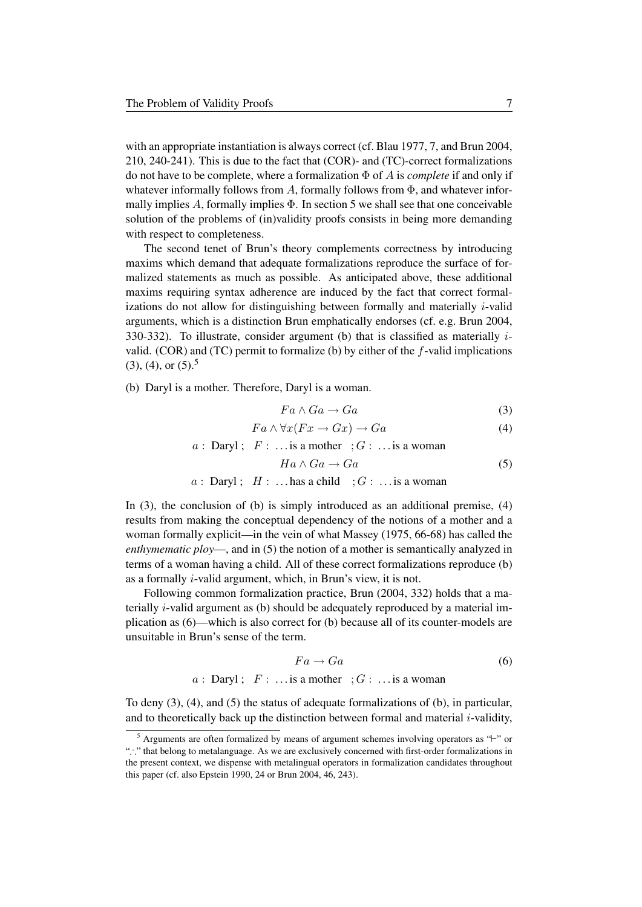with an appropriate instantiation is always correct (cf. Blau 1977, 7, and Brun 2004, 210, 240-241). This is due to the fact that (COR)- and (TC)-correct formalizations do not have to be complete, where a formalization $\Phi$ of $A$ is *complete* if and only if whatever informally follows from $A$, formally follows from $\Phi$, and whatever informally implies $A$, formally implies $\Phi$. In section 5 we shall see that one conceivable solution of the problems of (in)validity proofs consists in being more demanding with respect to completeness.

The second tenet of Brun's theory complements correctness by introducing maxims which demand that adequate formalizations reproduce the surface of formalized statements as much as possible. As anticipated above, these additional maxims requiring syntax adherence are induced by the fact that correct formalizations do not allow for distinguishing between formally and materially $i$-valid arguments, which is a distinction Brun emphatically endorses (cf. e.g. Brun 2004, 330-332). To illustrate, consider argument (b) that is classified as materially $i$-valid. (COR) and (TC) permit to formalize (b) by either of the $f$-valid implications (3), (4), or (5).[5]

(b) Daryl is a mother. Therefore, Daryl is a woman.

$$Fa \wedge Ga \rightarrow Ga \tag{3}$$

$$Fa \wedge \forall x(Fx \rightarrow Gx) \rightarrow Ga \tag{4}$$

$a$ : Daryl ; $F$ : ... is a mother ; $G$ : ... is a woman

$$Ha \wedge Ga \rightarrow Ga \tag{5}$$

$a$ : Daryl ; $H$ : ... has a child ; $G$ : ... is a woman

In (3), the conclusion of (b) is simply introduced as an additional premise, (4) results from making the conceptual dependency of the notions of a mother and a woman formally explicit—in the vein of what Massey (1975, 66-68) has called the *enthymematic ploy*—, and in (5) the notion of a mother is semantically analyzed in terms of a woman having a child. All of these correct formalizations reproduce (b) as a formally $i$-valid argument, which, in Brun's view, it is not.

Following common formalization practice, Brun (2004, 332) holds that a materially $i$-valid argument as (b) should be adequately reproduced by a material implication as (6)—which is also correct for (b) because all of its counter-models are unsuitable in Brun's sense of the term.

$$Fa \rightarrow Ga \tag{6}$$

$a$ : Daryl ; $F$ : ... is a mother ; $G$ : ... is a woman

To deny (3), (4), and (5) the status of adequate formalizations of (b), in particular, and to theoretically back up the distinction between formal and material $i$-validity,

[5] Arguments are often formalized by means of argument schemes involving operators as "$\vdash$" or "$\therefore$" that belong to metalanguage. As we are exclusively concerned with first-order formalizations in the present context, we dispense with metalingual operators in formalization candidates throughout this paper (cf. also Epstein 1990, 24 or Brun 2004, 46, 243).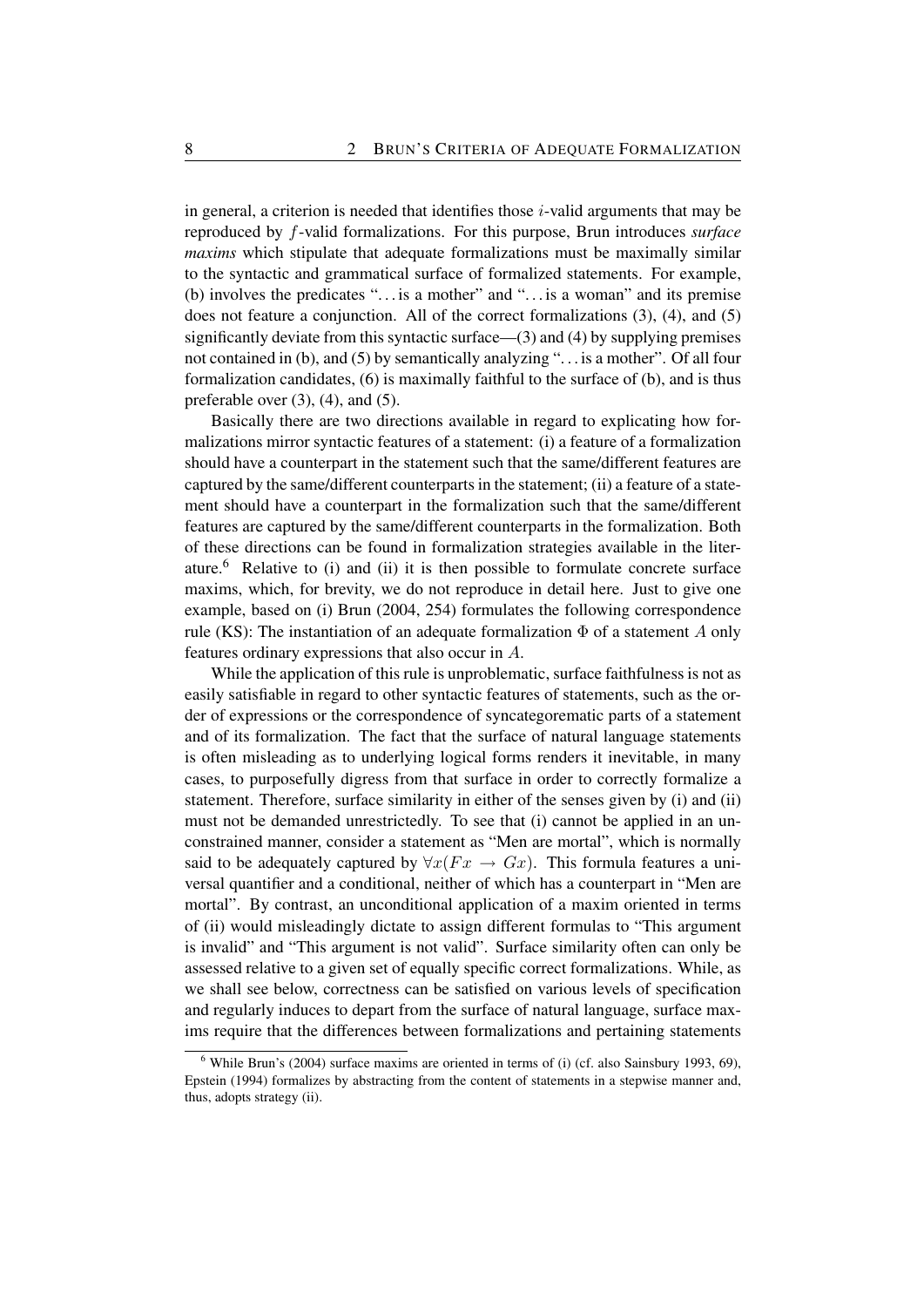in general, a criterion is needed that identifies those $i$-valid arguments that may be reproduced by $f$-valid formalizations. For this purpose, Brun introduces *surface maxims* which stipulate that adequate formalizations must be maximally similar to the syntactic and grammatical surface of formalized statements. For example, (b) involves the predicates "…is a mother" and "…is a woman" and its premise does not feature a conjunction. All of the correct formalizations (3), (4), and (5) significantly deviate from this syntactic surface—(3) and (4) by supplying premises not contained in (b), and (5) by semantically analyzing "…is a mother". Of all four formalization candidates, (6) is maximally faithful to the surface of (b), and is thus preferable over (3), (4), and (5).

Basically there are two directions available in regard to explicating how formalizations mirror syntactic features of a statement: (i) a feature of a formalization should have a counterpart in the statement such that the same/different features are captured by the same/different counterparts in the statement; (ii) a feature of a statement should have a counterpart in the formalization such that the same/different features are captured by the same/different counterparts in the formalization. Both of these directions can be found in formalization strategies available in the literature.[6] Relative to (i) and (ii) it is then possible to formulate concrete surface maxims, which, for brevity, we do not reproduce in detail here. Just to give one example, based on (i) Brun (2004, 254) formulates the following correspondence rule (KS): The instantiation of an adequate formalization $\Phi$ of a statement $A$ only features ordinary expressions that also occur in $A$.

While the application of this rule is unproblematic, surface faithfulness is not as easily satisfiable in regard to other syntactic features of statements, such as the order of expressions or the correspondence of syncategorematic parts of a statement and of its formalization. The fact that the surface of natural language statements is often misleading as to underlying logical forms renders it inevitable, in many cases, to purposefully digress from that surface in order to correctly formalize a statement. Therefore, surface similarity in either of the senses given by (i) and (ii) must not be demanded unrestrictedly. To see that (i) cannot be applied in an unconstrained manner, consider a statement as "Men are mortal", which is normally said to be adequately captured by $\forall x(Fx \rightarrow Gx)$. This formula features a universal quantifier and a conditional, neither of which has a counterpart in "Men are mortal". By contrast, an unconditional application of a maxim oriented in terms of (ii) would misleadingly dictate to assign different formulas to "This argument is invalid" and "This argument is not valid". Surface similarity often can only be assessed relative to a given set of equally specific correct formalizations. While, as we shall see below, correctness can be satisfied on various levels of specification and regularly induces to depart from the surface of natural language, surface maxims require that the differences between formalizations and pertaining statements

[6] While Brun's (2004) surface maxims are oriented in terms of (i) (cf. also Sainsbury 1993, 69), Epstein (1994) formalizes by abstracting from the content of statements in a stepwise manner and, thus, adopts strategy (ii).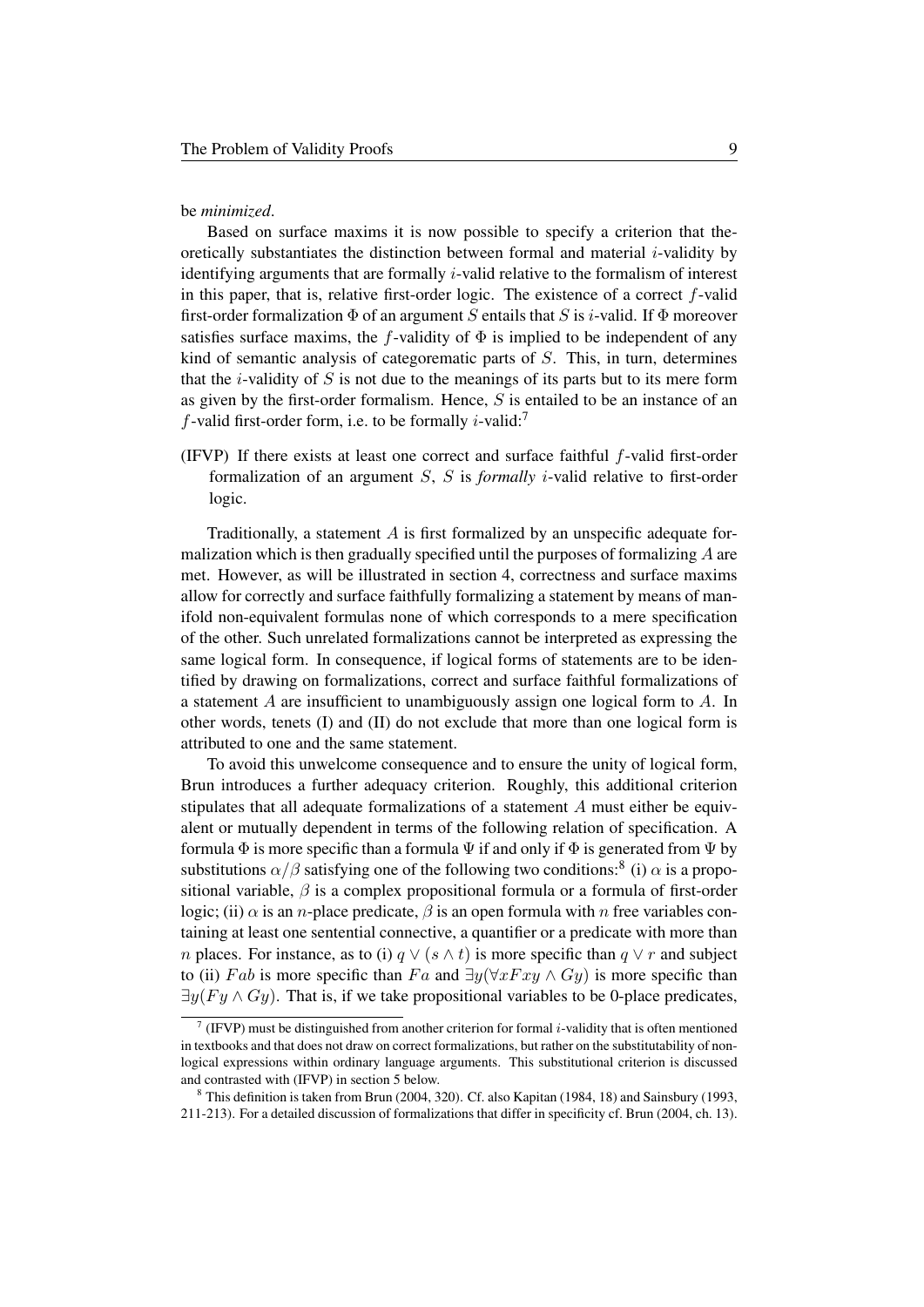be *minimized*.

Based on surface maxims it is now possible to specify a criterion that theoretically substantiates the distinction between formal and material $i$-validity by identifying arguments that are formally $i$-valid relative to the formalism of interest in this paper, that is, relative first-order logic. The existence of a correct $f$-valid first-order formalization $\Phi$ of an argument $S$ entails that $S$ is $i$-valid. If $\Phi$ moreover satisfies surface maxims, the $f$-validity of $\Phi$ is implied to be independent of any kind of semantic analysis of categorematic parts of $S$. This, in turn, determines that the $i$-validity of $S$ is not due to the meanings of its parts but to its mere form as given by the first-order formalism. Hence, $S$ is entailed to be an instance of an $f$-valid first-order form, i.e. to be formally $i$-valid:[7]

(IFVP) If there exists at least one correct and surface faithful $f$-valid first-order formalization of an argument $S$, $S$ is *formally* $i$-valid relative to first-order logic.

Traditionally, a statement $A$ is first formalized by an unspecific adequate formalization which is then gradually specified until the purposes of formalizing $A$ are met. However, as will be illustrated in section 4, correctness and surface maxims allow for correctly and surface faithfully formalizing a statement by means of manifold non-equivalent formulas none of which corresponds to a mere specification of the other. Such unrelated formalizations cannot be interpreted as expressing the same logical form. In consequence, if logical forms of statements are to be identified by drawing on formalizations, correct and surface faithful formalizations of a statement $A$ are insufficient to unambiguously assign one logical form to $A$. In other words, tenets (I) and (II) do not exclude that more than one logical form is attributed to one and the same statement.

To avoid this unwelcome consequence and to ensure the unity of logical form, Brun introduces a further adequacy criterion. Roughly, this additional criterion stipulates that all adequate formalizations of a statement $A$ must either be equivalent or mutually dependent in terms of the following relation of specification. A formula $\Phi$ is more specific than a formula $\Psi$ if and only if $\Phi$ is generated from $\Psi$ by substitutions $\alpha/\beta$ satisfying one of the following two conditions:[8] (i) $\alpha$ is a propositional variable, $\beta$ is a complex propositional formula or a formula of first-order logic; (ii) $\alpha$ is an $n$-place predicate, $\beta$ is an open formula with $n$ free variables containing at least one sentential connective, a quantifier or a predicate with more than $n$ places. For instance, as to (i) $q \vee (s \wedge t)$ is more specific than $q \vee r$ and subject to (ii) $Fab$ is more specific than $Fa$ and $\exists y(\forall x Fxy \wedge Gy)$ is more specific than $\exists y(Fy \wedge Gy)$. That is, if we take propositional variables to be 0-place predicates,

[7] (IFVP) must be distinguished from another criterion for formal $i$-validity that is often mentioned in textbooks and that does not draw on correct formalizations, but rather on the substitutability of non-logical expressions within ordinary language arguments. This substitutional criterion is discussed and contrasted with (IFVP) in section 5 below.

[8] This definition is taken from Brun (2004, 320). Cf. also Kapitan (1984, 18) and Sainsbury (1993, 211-213). For a detailed discussion of formalizations that differ in specificity cf. Brun (2004, ch. 13).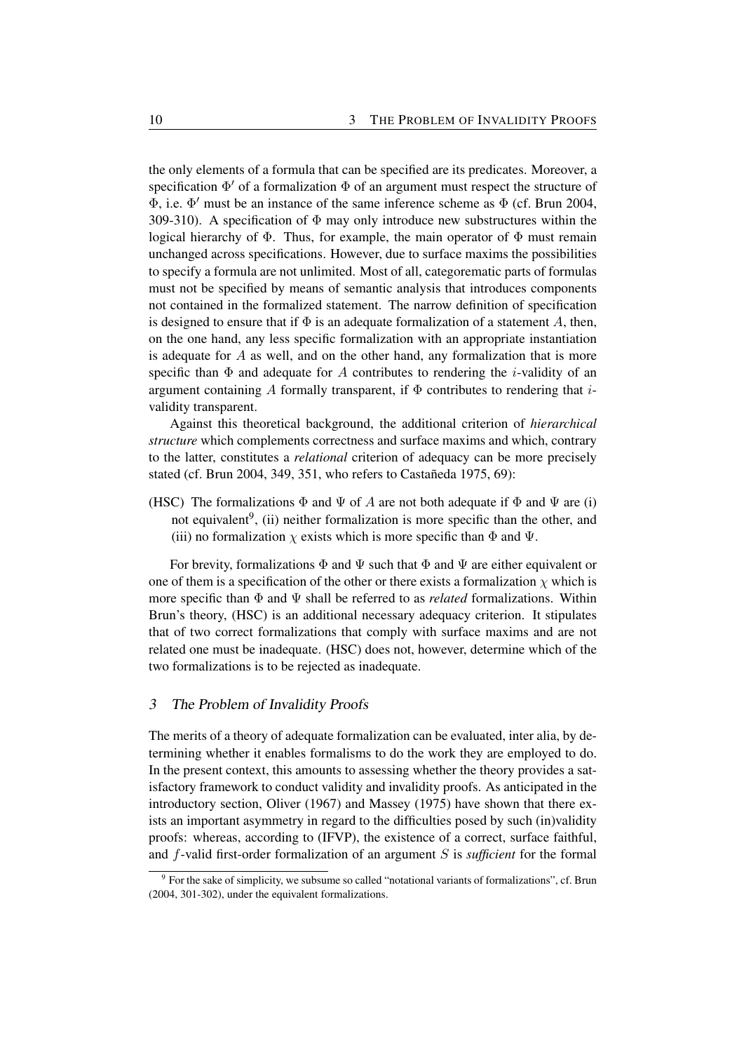the only elements of a formula that can be specified are its predicates. Moreover, a specification $\Phi'$ of a formalization $\Phi$ of an argument must respect the structure of $\Phi$, i.e. $\Phi'$ must be an instance of the same inference scheme as $\Phi$ (cf. Brun 2004, 309-310). A specification of $\Phi$ may only introduce new substructures within the logical hierarchy of $\Phi$. Thus, for example, the main operator of $\Phi$ must remain unchanged across specifications. However, due to surface maxims the possibilities to specify a formula are not unlimited. Most of all, categorematic parts of formulas must not be specified by means of semantic analysis that introduces components not contained in the formalized statement. The narrow definition of specification is designed to ensure that if $\Phi$ is an adequate formalization of a statement $A$, then, on the one hand, any less specific formalization with an appropriate instantiation is adequate for $A$ as well, and on the other hand, any formalization that is more specific than $\Phi$ and adequate for $A$ contributes to rendering the $i$-validity of an argument containing $A$ formally transparent, if $\Phi$ contributes to rendering that $i$-validity transparent.

Against this theoretical background, the additional criterion of *hierarchical structure* which complements correctness and surface maxims and which, contrary to the latter, constitutes a *relational* criterion of adequacy can be more precisely stated (cf. Brun 2004, 349, 351, who refers to Castañeda 1975, 69):

(HSC) The formalizations $\Phi$ and $\Psi$ of $A$ are not both adequate if $\Phi$ and $\Psi$ are (i) not equivalent[9], (ii) neither formalization is more specific than the other, and (iii) no formalization $\chi$ exists which is more specific than $\Phi$ and $\Psi$.

For brevity, formalizations $\Phi$ and $\Psi$ such that $\Phi$ and $\Psi$ are either equivalent or one of them is a specification of the other or there exists a formalization $\chi$ which is more specific than $\Phi$ and $\Psi$ shall be referred to as *related* formalizations. Within Brun's theory, (HSC) is an additional necessary adequacy criterion. It stipulates that of two correct formalizations that comply with surface maxims and are not related one must be inadequate. (HSC) does not, however, determine which of the two formalizations is to be rejected as inadequate.

## 3 The Problem of Invalidity Proofs

The merits of a theory of adequate formalization can be evaluated, inter alia, by determining whether it enables formalisms to do the work they are employed to do. In the present context, this amounts to assessing whether the theory provides a satisfactory framework to conduct validity and invalidity proofs. As anticipated in the introductory section, Oliver (1967) and Massey (1975) have shown that there exists an important asymmetry in regard to the difficulties posed by such (in)validity proofs: whereas, according to (IFVP), the existence of a correct, surface faithful, and $f$-valid first-order formalization of an argument $S$ is *sufficient* for the formal

[9] For the sake of simplicity, we subsume so called "notational variants of formalizations", cf. Brun (2004, 301-302), under the equivalent formalizations.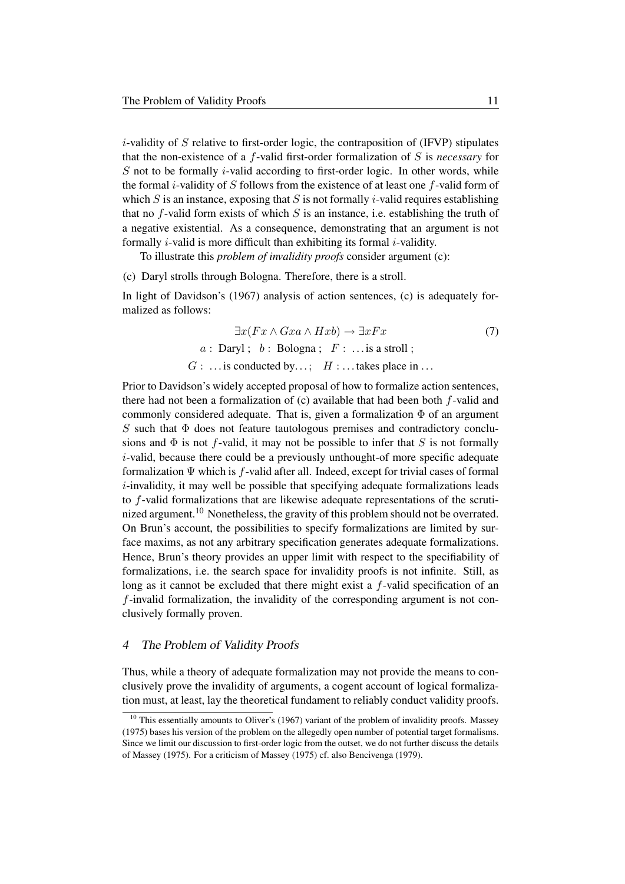$i$-validity of $S$ relative to first-order logic, the contraposition of (IFVP) stipulates that the non-existence of a $f$-valid first-order formalization of $S$ is *necessary* for $S$ not to be formally $i$-valid according to first-order logic. In other words, while the formal $i$-validity of $S$ follows from the existence of at least one $f$-valid form of which $S$ is an instance, exposing that $S$ is not formally $i$-valid requires establishing that no $f$-valid form exists of which $S$ is an instance, i.e. establishing the truth of a negative existential. As a consequence, demonstrating that an argument is not formally $i$-valid is more difficult than exhibiting its formal $i$-validity.

To illustrate this *problem of invalidity proofs* consider argument (c):

(c) Daryl strolls through Bologna. Therefore, there is a stroll.

In light of Davidson's (1967) analysis of action sentences, (c) is adequately formalized as follows:

$$\exists x(Fx \wedge Gxa \wedge Hxb) \rightarrow \exists x Fx \tag{7}$$

$$a: \text{ Daryl }; \quad b: \text{ Bologna }; \quad F: \ldots \text{is a stroll };$$

$$G: \ldots \text{is conducted by} \ldots; \quad H: \ldots \text{takes place in} \ldots$$

Prior to Davidson's widely accepted proposal of how to formalize action sentences, there had not been a formalization of (c) available that had been both $f$-valid and commonly considered adequate. That is, given a formalization $\Phi$ of an argument $S$ such that $\Phi$ does not feature tautologous premises and contradictory conclusions and $\Phi$ is not $f$-valid, it may not be possible to infer that $S$ is not formally $i$-valid, because there could be a previously unthought-of more specific adequate formalization $\Psi$ which is $f$-valid after all. Indeed, except for trivial cases of formal $i$-invalidity, it may well be possible that specifying adequate formalizations leads to $f$-valid formalizations that are likewise adequate representations of the scrutinized argument.[10] Nonetheless, the gravity of this problem should not be overrated. On Brun's account, the possibilities to specify formalizations are limited by surface maxims, as not any arbitrary specification generates adequate formalizations. Hence, Brun's theory provides an upper limit with respect to the specifiability of formalizations, i.e. the search space for invalidity proofs is not infinite. Still, as long as it cannot be excluded that there might exist a $f$-valid specification of an $f$-invalid formalization, the invalidity of the corresponding argument is not conclusively formally proven.

## 4 The Problem of Validity Proofs

Thus, while a theory of adequate formalization may not provide the means to conclusively prove the invalidity of arguments, a cogent account of logical formalization must, at least, lay the theoretical fundament to reliably conduct validity proofs.

[10] This essentially amounts to Oliver's (1967) variant of the problem of invalidity proofs. Massey (1975) bases his version of the problem on the allegedly open number of potential target formalisms. Since we limit our discussion to first-order logic from the outset, we do not further discuss the details of Massey (1975). For a criticism of Massey (1975) cf. also Bencivenga (1979).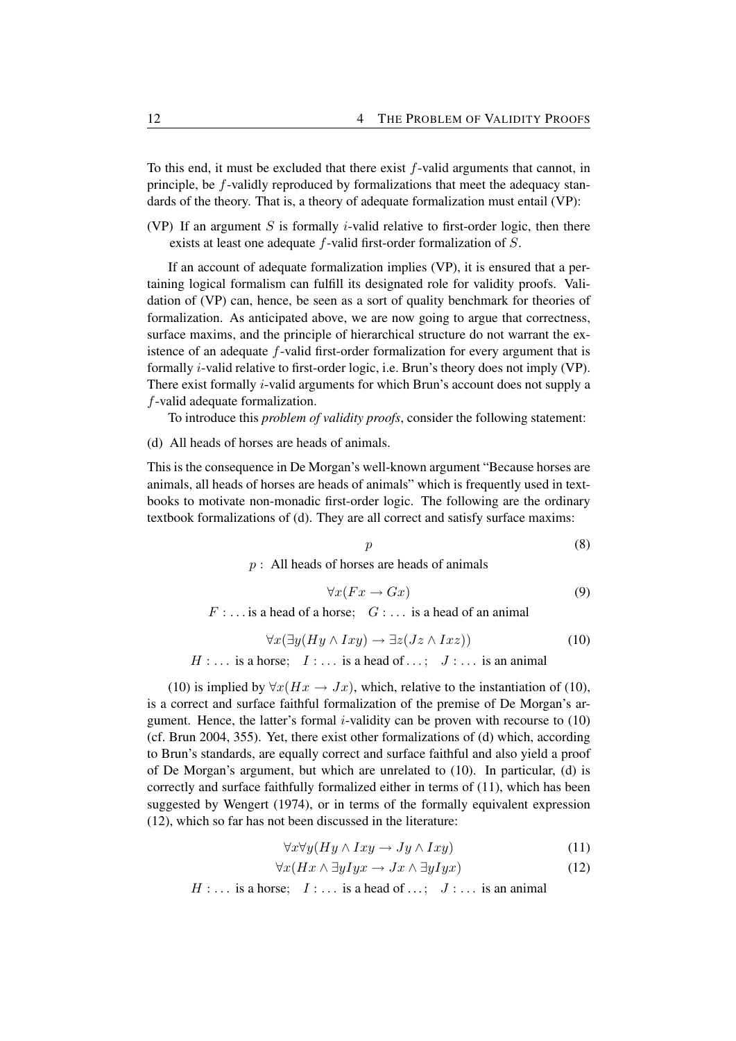To this end, it must be excluded that there exist $f$-valid arguments that cannot, in principle, be $f$-validly reproduced by formalizations that meet the adequacy standards of the theory. That is, a theory of adequate formalization must entail (VP):

(VP) If an argument $S$ is formally $i$-valid relative to first-order logic, then there exists at least one adequate $f$-valid first-order formalization of $S$.

If an account of adequate formalization implies (VP), it is ensured that a pertaining logical formalism can fulfill its designated role for validity proofs. Validation of (VP) can, hence, be seen as a sort of quality benchmark for theories of formalization. As anticipated above, we are now going to argue that correctness, surface maxims, and the principle of hierarchical structure do not warrant the existence of an adequate $f$-valid first-order formalization for every argument that is formally $i$-valid relative to first-order logic, i.e. Brun's theory does not imply (VP). There exist formally $i$-valid arguments for which Brun's account does not supply a $f$-valid adequate formalization.

To introduce this *problem of validity proofs*, consider the following statement:

(d) All heads of horses are heads of animals.

This is the consequence in De Morgan's well-known argument "Because horses are animals, all heads of horses are heads of animals" which is frequently used in textbooks to motivate non-monadic first-order logic. The following are the ordinary textbook formalizations of (d). They are all correct and satisfy surface maxims:

$$p \tag{8}$$

$p$ : All heads of horses are heads of animals

$$\forall x(Fx \rightarrow Gx) \tag{9}$$

$F$ : ... is a head of a horse; $G$ : ... is a head of an animal

$$\forall x(\exists y(Hy \wedge Ixy) \rightarrow \exists z(Jz \wedge Ixz)) \tag{10}$$

$H$ : ... is a horse; $I$ : ... is a head of ...; $J$ : ... is an animal

(10) is implied by $\forall x(Hx \rightarrow Jx)$, which, relative to the instantiation of (10), is a correct and surface faithful formalization of the premise of De Morgan's argument. Hence, the latter's formal $i$-validity can be proven with recourse to (10) (cf. Brun 2004, 355). Yet, there exist other formalizations of (d) which, according to Brun's standards, are equally correct and surface faithful and also yield a proof of De Morgan's argument, but which are unrelated to (10). In particular, (d) is correctly and surface faithfully formalized either in terms of (11), which has been suggested by Wengert (1974), or in terms of the formally equivalent expression (12), which so far has not been discussed in the literature:

$$\forall x \forall y(Hy \wedge Ixy \rightarrow Jy \wedge Ixy) \tag{11}$$

$$\forall x(Hx \wedge \exists y Iyx \rightarrow Jx \wedge \exists y Iyx) \tag{12}$$

$H$ : ... is a horse; $I$ : ... is a head of ...; $J$ : ... is an animal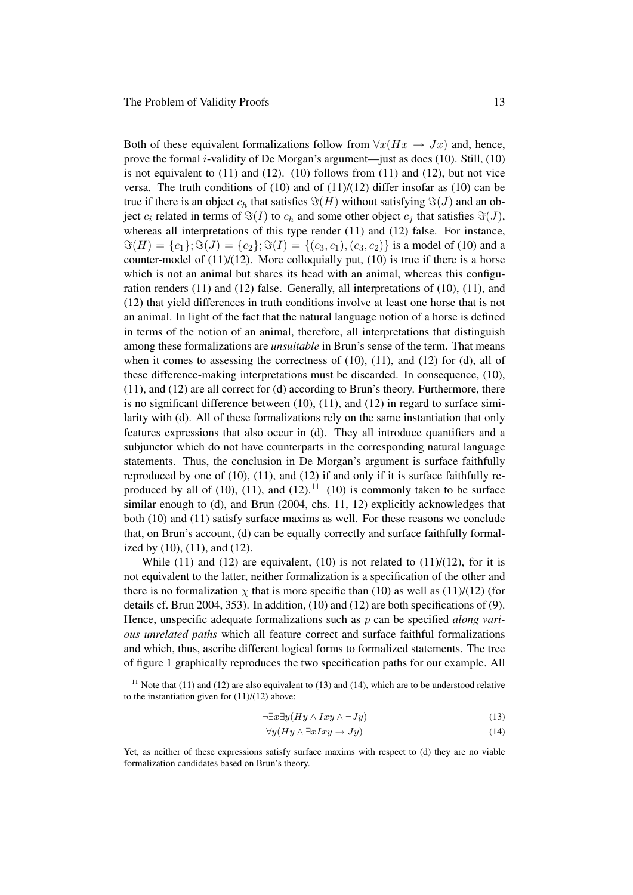Both of these equivalent formalizations follow from $\forall x(Hx \rightarrow Jx)$ and, hence, prove the formal $i$-validity of De Morgan's argument—just as does (10). Still, (10) is not equivalent to (11) and (12). (10) follows from (11) and (12), but not vice versa. The truth conditions of (10) and of (11)/(12) differ insofar as (10) can be true if there is an object $c_h$ that satisfies $\Im(H)$ without satisfying $\Im(J)$ and an object $c_i$ related in terms of $\Im(I)$ to $c_h$ and some other object $c_j$ that satisfies $\Im(J)$, whereas all interpretations of this type render (11) and (12) false. For instance, $\Im(H) = \{c_1\}; \Im(J) = \{c_2\}; \Im(I) = \{(c_3, c_1), (c_3, c_2)\}$ is a model of (10) and a counter-model of (11)/(12). More colloquially put, (10) is true if there is a horse which is not an animal but shares its head with an animal, whereas this configuration renders (11) and (12) false. Generally, all interpretations of (10), (11), and (12) that yield differences in truth conditions involve at least one horse that is not an animal. In light of the fact that the natural language notion of a horse is defined in terms of the notion of an animal, therefore, all interpretations that distinguish among these formalizations are *unsuitable* in Brun's sense of the term. That means when it comes to assessing the correctness of (10), (11), and (12) for (d), all of these difference-making interpretations must be discarded. In consequence, (10), (11), and (12) are all correct for (d) according to Brun's theory. Furthermore, there is no significant difference between (10), (11), and (12) in regard to surface similarity with (d). All of these formalizations rely on the same instantiation that only features expressions that also occur in (d). They all introduce quantifiers and a subjunctor which do not have counterparts in the corresponding natural language statements. Thus, the conclusion in De Morgan's argument is surface faithfully reproduced by one of (10), (11), and (12) if and only if it is surface faithfully reproduced by all of (10), (11), and (12).[11] (10) is commonly taken to be surface similar enough to (d), and Brun (2004, chs. 11, 12) explicitly acknowledges that both (10) and (11) satisfy surface maxims as well. For these reasons we conclude that, on Brun's account, (d) can be equally correctly and surface faithfully formalized by (10), (11), and (12).

While (11) and (12) are equivalent, (10) is not related to (11)/(12), for it is not equivalent to the latter, neither formalization is a specification of the other and there is no formalization $\chi$ that is more specific than (10) as well as (11)/(12) (for details cf. Brun 2004, 353). In addition, (10) and (12) are both specifications of (9). Hence, unspecific adequate formalizations such as $p$ can be specified *along various unrelated paths* which all feature correct and surface faithful formalizations and which, thus, ascribe different logical forms to formalized statements. The tree of figure 1 graphically reproduces the two specification paths for our example. All

[11] Note that (11) and (12) are also equivalent to (13) and (14), which are to be understood relative to the instantiation given for (11)/(12) above:

$$\neg\exists x\exists y(Hy \wedge Ixy \wedge \neg Jy) \tag{13}$$

$$\forall y(Hy \wedge \exists xIxy \rightarrow Jy) \tag{14}$$

Yet, as neither of these expressions satisfy surface maxims with respect to (d) they are no viable formalization candidates based on Brun's theory.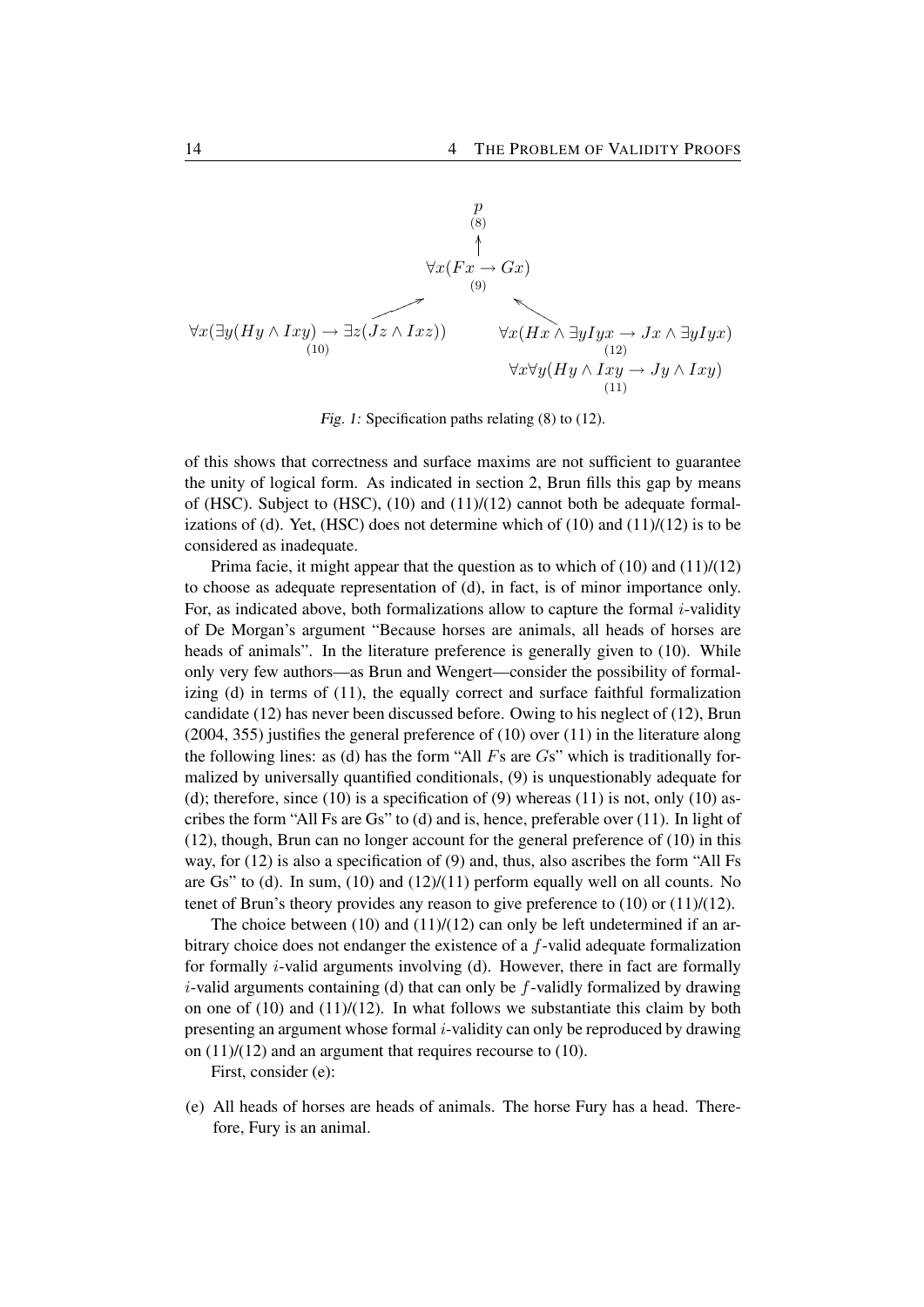$$p \quad (8)$$

$$\uparrow$$

$$\forall x(Fx \rightarrow Gx) \quad (9)$$

$$\nearrow \qquad \nwarrow$$

$$\forall x(\exists y(Hy \wedge Ixy) \rightarrow \exists z(Jz \wedge Ixz)) \quad (10) \qquad \forall x(Hx \wedge \exists y Iyx \rightarrow Jx \wedge \exists y Iyx) \quad (12)$$

$$\forall x \forall y(Hy \wedge Ixy \rightarrow Jy \wedge Ixy) \quad (11)$$

*Fig. 1:* Specification paths relating (8) to (12).

of this shows that correctness and surface maxims are not sufficient to guarantee the unity of logical form. As indicated in section 2, Brun fills this gap by means of (HSC). Subject to (HSC), (10) and (11)/(12) cannot both be adequate formalizations of (d). Yet, (HSC) does not determine which of (10) and (11)/(12) is to be considered as inadequate.

Prima facie, it might appear that the question as to which of (10) and (11)/(12) to choose as adequate representation of (d), in fact, is of minor importance only. For, as indicated above, both formalizations allow to capture the formal $i$-validity of De Morgan's argument "Because horses are animals, all heads of horses are heads of animals". In the literature preference is generally given to (10). While only very few authors—as Brun and Wengert—consider the possibility of formalizing (d) in terms of (11), the equally correct and surface faithful formalization candidate (12) has never been discussed before. Owing to his neglect of (12), Brun (2004, 355) justifies the general preference of (10) over (11) in the literature along the following lines: as (d) has the form "All $F$s are $G$s" which is traditionally formalized by universally quantified conditionals, (9) is unquestionably adequate for (d); therefore, since (10) is a specification of (9) whereas (11) is not, only (10) ascribes the form "All Fs are Gs" to (d) and is, hence, preferable over (11). In light of (12), though, Brun can no longer account for the general preference of (10) in this way, for (12) is also a specification of (9) and, thus, also ascribes the form "All Fs are Gs" to (d). In sum, (10) and (12)/(11) perform equally well on all counts. No tenet of Brun's theory provides any reason to give preference to (10) or (11)/(12).

The choice between (10) and (11)/(12) can only be left undetermined if an arbitrary choice does not endanger the existence of a $f$-valid adequate formalization for formally $i$-valid arguments involving (d). However, there in fact are formally $i$-valid arguments containing (d) that can only be $f$-validly formalized by drawing on one of (10) and (11)/(12). In what follows we substantiate this claim by both presenting an argument whose formal $i$-validity can only be reproduced by drawing on (11)/(12) and an argument that requires recourse to (10).

First, consider (e):

(e) All heads of horses are heads of animals. The horse Fury has a head. Therefore, Fury is an animal.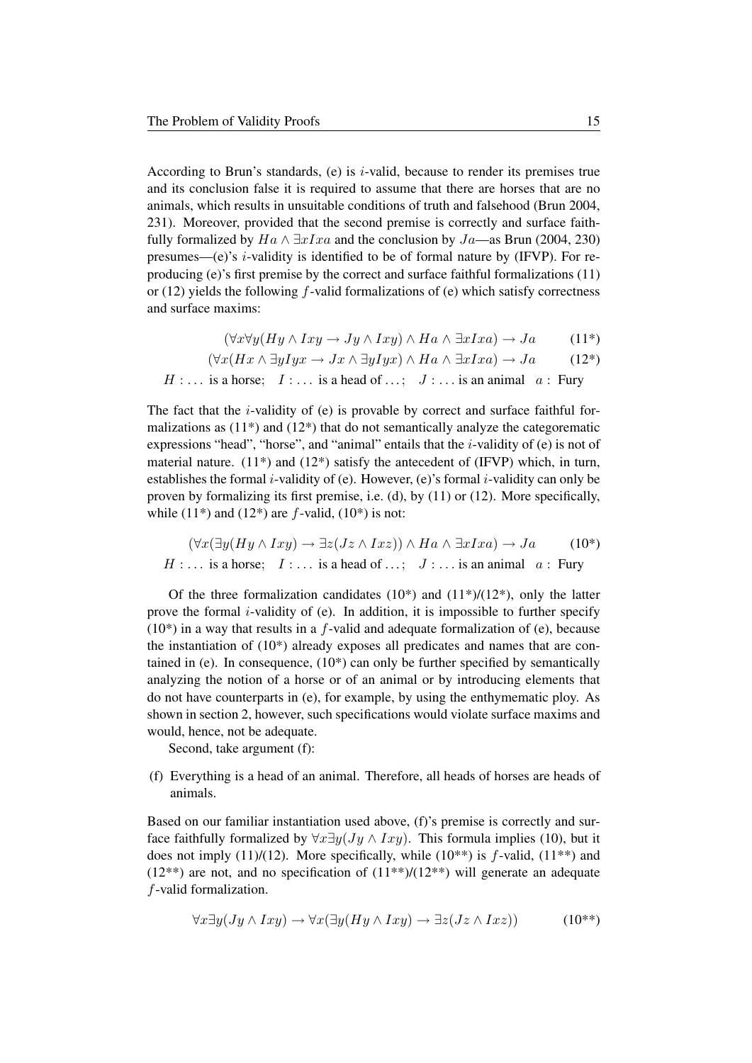According to Brun's standards, (e) is $i$-valid, because to render its premises true and its conclusion false it is required to assume that there are horses that are no animals, which results in unsuitable conditions of truth and falsehood (Brun 2004, 231). Moreover, provided that the second premise is correctly and surface faithfully formalized by $Ha \wedge \exists x Ixa$ and the conclusion by $Ja$—as Brun (2004, 230) presumes—(e)'s $i$-validity is identified to be of formal nature by (IFVP). For reproducing (e)'s first premise by the correct and surface faithful formalizations (11) or (12) yields the following $f$-valid formalizations of (e) which satisfy correctness and surface maxims:

$$(\forall x \forall y(Hy \wedge Ixy \rightarrow Jy \wedge Ixy) \wedge Ha \wedge \exists x Ixa) \rightarrow Ja \qquad (11^*)$$

$$(\forall x(Hx \wedge \exists y Iyx \rightarrow Jx \wedge \exists y Iyx) \wedge Ha \wedge \exists x Ixa) \rightarrow Ja \qquad (12^*)$$

$H: \ldots$ is a horse; $\quad I: \ldots$ is a head of $\ldots$; $\quad J: \ldots$ is an animal $\quad a:$ Fury

The fact that the $i$-validity of (e) is provable by correct and surface faithful formalizations as (11*) and (12*) that do not semantically analyze the categorematic expressions "head", "horse", and "animal" entails that the $i$-validity of (e) is not of material nature. (11*) and (12*) satisfy the antecedent of (IFVP) which, in turn, establishes the formal $i$-validity of (e). However, (e)'s formal $i$-validity can only be proven by formalizing its first premise, i.e. (d), by (11) or (12). More specifically, while (11*) and (12*) are $f$-valid, (10*) is not:

$$(\forall x(\exists y(Hy \wedge Ixy) \rightarrow \exists z(Jz \wedge Ixz)) \wedge Ha \wedge \exists x Ixa) \rightarrow Ja \qquad (10^*)$$

$H: \ldots$ is a horse; $\quad I: \ldots$ is a head of $\ldots$; $\quad J: \ldots$ is an animal $\quad a:$ Fury

Of the three formalization candidates (10*) and (11*)/(12*), only the latter prove the formal $i$-validity of (e). In addition, it is impossible to further specify (10*) in a way that results in a $f$-valid and adequate formalization of (e), because the instantiation of (10*) already exposes all predicates and names that are contained in (e). In consequence, (10*) can only be further specified by semantically analyzing the notion of a horse or of an animal or by introducing elements that do not have counterparts in (e), for example, by using the enthymematic ploy. As shown in section 2, however, such specifications would violate surface maxims and would, hence, not be adequate.

Second, take argument (f):

(f) Everything is a head of an animal. Therefore, all heads of horses are heads of animals.

Based on our familiar instantiation used above, (f)'s premise is correctly and surface faithfully formalized by $\forall x \exists y(Jy \wedge Ixy)$. This formula implies (10), but it does not imply (11)/(12). More specifically, while (10**) is $f$-valid, (11**) and (12**) are not, and no specification of (11**)/(12**) will generate an adequate $f$-valid formalization.

$$\forall x \exists y(Jy \wedge Ixy) \rightarrow \forall x(\exists y(Hy \wedge Ixy) \rightarrow \exists z(Jz \wedge Ixz)) \qquad (10^{**})$$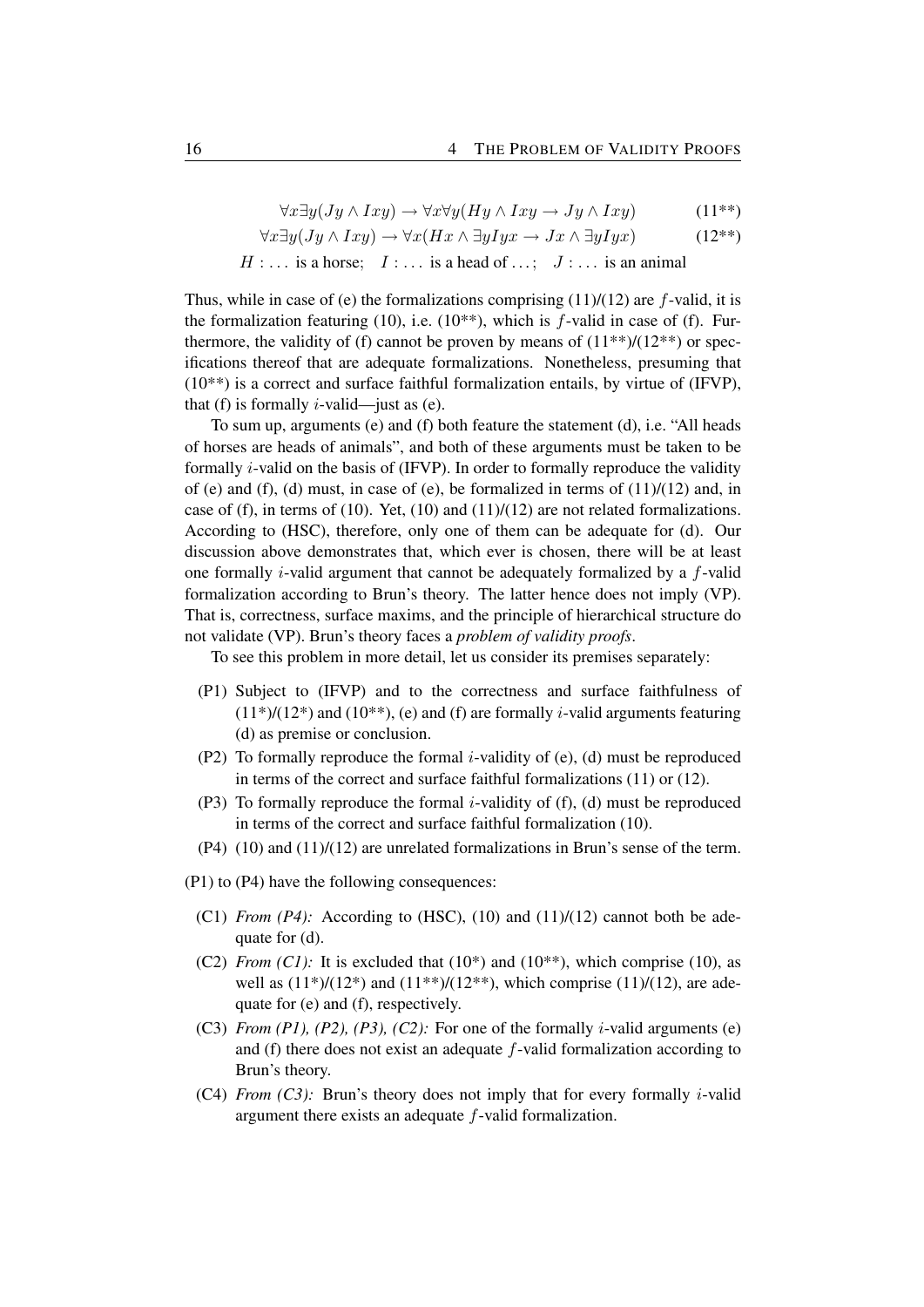$$\forall x \exists y (Jy \wedge Ixy) \rightarrow \forall x \forall y (Hy \wedge Ixy \rightarrow Jy \wedge Ixy) \tag{11**}$$

$$\forall x \exists y (Jy \wedge Ixy) \rightarrow \forall x (Hx \wedge \exists y Iyx \rightarrow Jx \wedge \exists y Iyx) \tag{12**}$$

$H : \ldots$ is a horse; $\quad I : \ldots$ is a head of $\ldots$; $\quad J : \ldots$ is an animal

Thus, while in case of (e) the formalizations comprising (11)/(12) are $f$-valid, it is the formalization featuring (10), i.e. (10**), which is $f$-valid in case of (f). Furthermore, the validity of (f) cannot be proven by means of (11**)/(12**) or specifications thereof that are adequate formalizations. Nonetheless, presuming that (10**) is a correct and surface faithful formalization entails, by virtue of (IFVP), that (f) is formally $i$-valid—just as (e).

To sum up, arguments (e) and (f) both feature the statement (d), i.e. "All heads of horses are heads of animals", and both of these arguments must be taken to be formally $i$-valid on the basis of (IFVP). In order to formally reproduce the validity of (e) and (f), (d) must, in case of (e), be formalized in terms of (11)/(12) and, in case of (f), in terms of (10). Yet, (10) and (11)/(12) are not related formalizations. According to (HSC), therefore, only one of them can be adequate for (d). Our discussion above demonstrates that, which ever is chosen, there will be at least one formally $i$-valid argument that cannot be adequately formalized by a $f$-valid formalization according to Brun's theory. The latter hence does not imply (VP). That is, correctness, surface maxims, and the principle of hierarchical structure do not validate (VP). Brun's theory faces a *problem of validity proofs*.

To see this problem in more detail, let us consider its premises separately:

- (P1) Subject to (IFVP) and to the correctness and surface faithfulness of (11*)/(12*) and (10**), (e) and (f) are formally $i$-valid arguments featuring (d) as premise or conclusion.
- (P2) To formally reproduce the formal $i$-validity of (e), (d) must be reproduced in terms of the correct and surface faithful formalizations (11) or (12).
- (P3) To formally reproduce the formal $i$-validity of (f), (d) must be reproduced in terms of the correct and surface faithful formalization (10).
- (P4) (10) and (11)/(12) are unrelated formalizations in Brun's sense of the term.

(P1) to (P4) have the following consequences:

- (C1) *From (P4):* According to (HSC), (10) and (11)/(12) cannot both be adequate for (d).
- (C2) *From (C1):* It is excluded that (10*) and (10**), which comprise (10), as well as (11*)/(12*) and (11**)/(12**), which comprise (11)/(12), are adequate for (e) and (f), respectively.
- (C3) *From (P1), (P2), (P3), (C2):* For one of the formally $i$-valid arguments (e) and (f) there does not exist an adequate $f$-valid formalization according to Brun's theory.
- (C4) *From (C3):* Brun's theory does not imply that for every formally $i$-valid argument there exists an adequate $f$-valid formalization.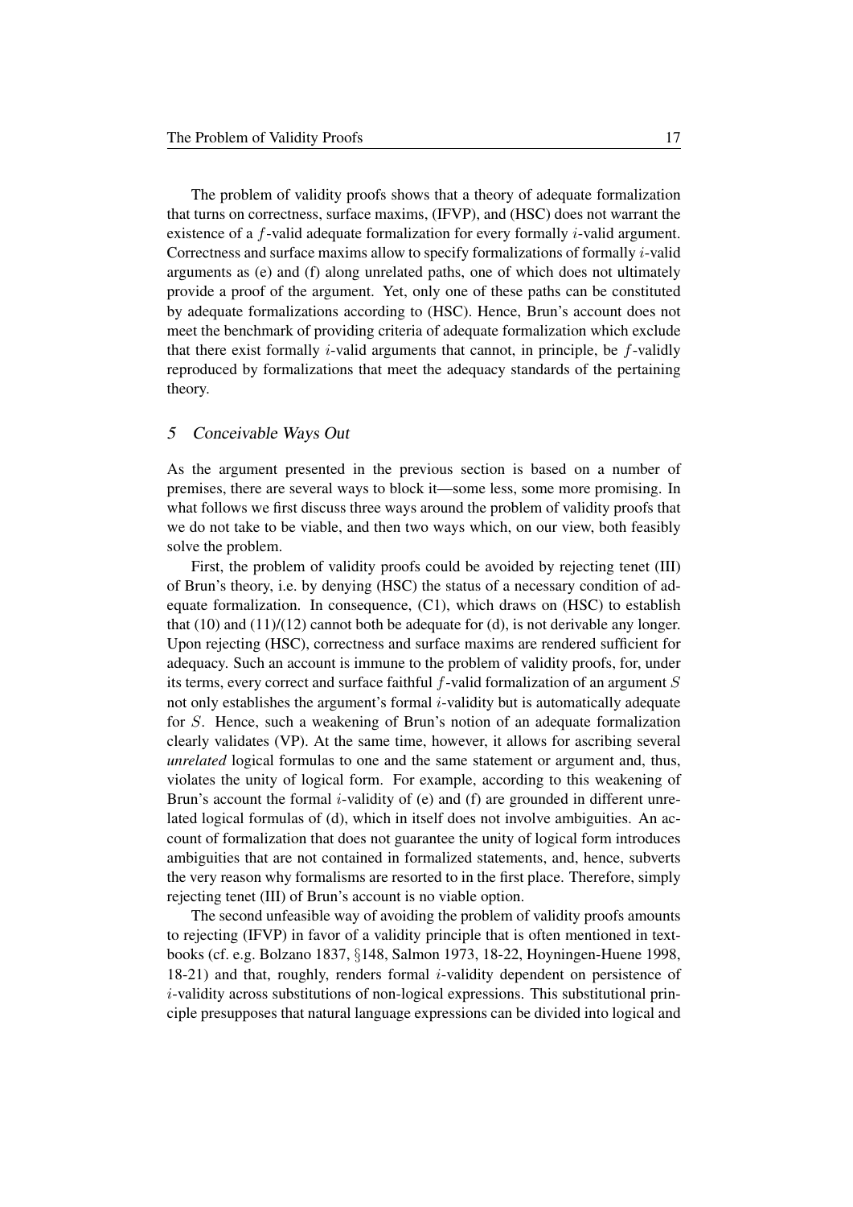The problem of validity proofs shows that a theory of adequate formalization that turns on correctness, surface maxims, (IFVP), and (HSC) does not warrant the existence of a $f$-valid adequate formalization for every formally $i$-valid argument. Correctness and surface maxims allow to specify formalizations of formally $i$-valid arguments as (e) and (f) along unrelated paths, one of which does not ultimately provide a proof of the argument. Yet, only one of these paths can be constituted by adequate formalizations according to (HSC). Hence, Brun's account does not meet the benchmark of providing criteria of adequate formalization which exclude that there exist formally $i$-valid arguments that cannot, in principle, be $f$-validly reproduced by formalizations that meet the adequacy standards of the pertaining theory.

## 5 *Conceivable Ways Out*

As the argument presented in the previous section is based on a number of premises, there are several ways to block it—some less, some more promising. In what follows we first discuss three ways around the problem of validity proofs that we do not take to be viable, and then two ways which, on our view, both feasibly solve the problem.

First, the problem of validity proofs could be avoided by rejecting tenet (III) of Brun's theory, i.e. by denying (HSC) the status of a necessary condition of adequate formalization. In consequence, (C1), which draws on (HSC) to establish that (10) and (11)/(12) cannot both be adequate for (d), is not derivable any longer. Upon rejecting (HSC), correctness and surface maxims are rendered sufficient for adequacy. Such an account is immune to the problem of validity proofs, for, under its terms, every correct and surface faithful $f$-valid formalization of an argument $S$ not only establishes the argument's formal $i$-validity but is automatically adequate for $S$. Hence, such a weakening of Brun's notion of an adequate formalization clearly validates (VP). At the same time, however, it allows for ascribing several *unrelated* logical formulas to one and the same statement or argument and, thus, violates the unity of logical form. For example, according to this weakening of Brun's account the formal $i$-validity of (e) and (f) are grounded in different unrelated logical formulas of (d), which in itself does not involve ambiguities. An account of formalization that does not guarantee the unity of logical form introduces ambiguities that are not contained in formalized statements, and, hence, subverts the very reason why formalisms are resorted to in the first place. Therefore, simply rejecting tenet (III) of Brun's account is no viable option.

The second unfeasible way of avoiding the problem of validity proofs amounts to rejecting (IFVP) in favor of a validity principle that is often mentioned in textbooks (cf. e.g. Bolzano 1837, §148, Salmon 1973, 18-22, Hoyningen-Huene 1998, 18-21) and that, roughly, renders formal $i$-validity dependent on persistence of $i$-validity across substitutions of non-logical expressions. This substitutional principle presupposes that natural language expressions can be divided into logical and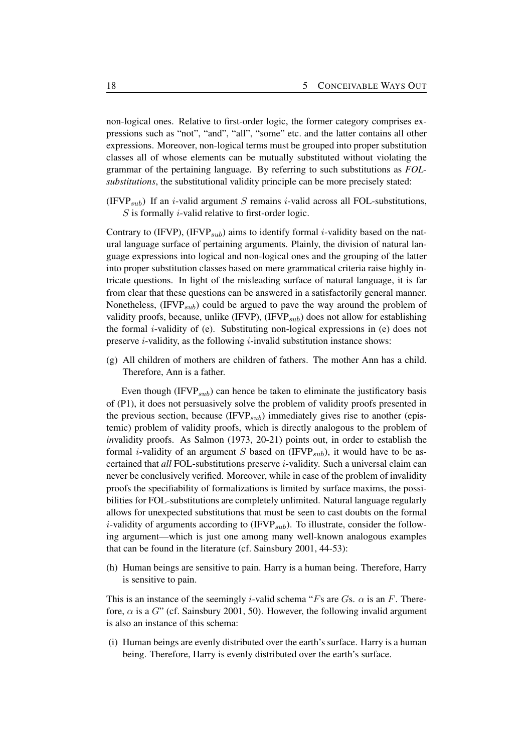non-logical ones. Relative to first-order logic, the former category comprises expressions such as "not", "and", "all", "some" etc. and the latter contains all other expressions. Moreover, non-logical terms must be grouped into proper substitution classes all of whose elements can be mutually substituted without violating the grammar of the pertaining language. By referring to such substitutions as *FOL-substitutions*, the substitutional validity principle can be more precisely stated:

(IFVP$_{sub}$) If an $i$-valid argument $S$ remains $i$-valid across all FOL-substitutions, $S$ is formally $i$-valid relative to first-order logic.

Contrary to (IFVP), (IFVP$_{sub}$) aims to identify formal $i$-validity based on the natural language surface of pertaining arguments. Plainly, the division of natural language expressions into logical and non-logical ones and the grouping of the latter into proper substitution classes based on mere grammatical criteria raise highly intricate questions. In light of the misleading surface of natural language, it is far from clear that these questions can be answered in a satisfactorily general manner. Nonetheless, (IFVP$_{sub}$) could be argued to pave the way around the problem of validity proofs, because, unlike (IFVP), (IFVP$_{sub}$) does not allow for establishing the formal $i$-validity of (e). Substituting non-logical expressions in (e) does not preserve $i$-validity, as the following $i$-invalid substitution instance shows:

(g) All children of mothers are children of fathers. The mother Ann has a child. Therefore, Ann is a father.

Even though (IFVP$_{sub}$) can hence be taken to eliminate the justificatory basis of (P1), it does not persuasively solve the problem of validity proofs presented in the previous section, because (IFVP$_{sub}$) immediately gives rise to another (epistemic) problem of validity proofs, which is directly analogous to the problem of *in*validity proofs. As Salmon (1973, 20-21) points out, in order to establish the formal $i$-validity of an argument $S$ based on (IFVP$_{sub}$), it would have to be ascertained that *all* FOL-substitutions preserve $i$-validity. Such a universal claim can never be conclusively verified. Moreover, while in case of the problem of invalidity proofs the specifiability of formalizations is limited by surface maxims, the possibilities for FOL-substitutions are completely unlimited. Natural language regularly allows for unexpected substitutions that must be seen to cast doubts on the formal $i$-validity of arguments according to (IFVP$_{sub}$). To illustrate, consider the following argument—which is just one among many well-known analogous examples that can be found in the literature (cf. Sainsbury 2001, 44-53):

(h) Human beings are sensitive to pain. Harry is a human being. Therefore, Harry is sensitive to pain.

This is an instance of the seemingly $i$-valid schema "$F$s are $G$s. $\alpha$ is an $F$. Therefore, $\alpha$ is a $G$" (cf. Sainsbury 2001, 50). However, the following invalid argument is also an instance of this schema:

(i) Human beings are evenly distributed over the earth's surface. Harry is a human being. Therefore, Harry is evenly distributed over the earth's surface.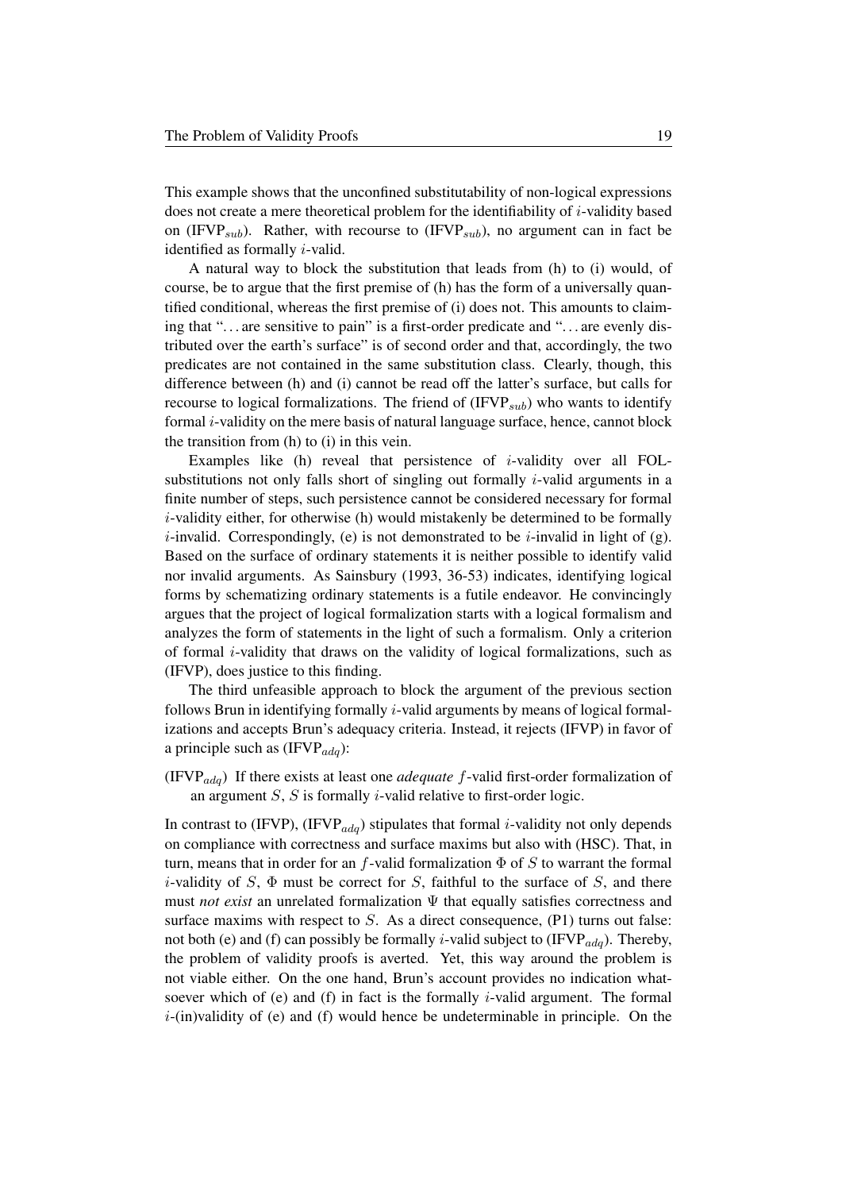This example shows that the unconfined substitutability of non-logical expressions does not create a mere theoretical problem for the identifiability of $i$-validity based on (IFVP$_{sub}$). Rather, with recourse to (IFVP$_{sub}$), no argument can in fact be identified as formally $i$-valid.

A natural way to block the substitution that leads from (h) to (i) would, of course, be to argue that the first premise of (h) has the form of a universally quantified conditional, whereas the first premise of (i) does not. This amounts to claiming that "... are sensitive to pain" is a first-order predicate and "... are evenly distributed over the earth's surface" is of second order and that, accordingly, the two predicates are not contained in the same substitution class. Clearly, though, this difference between (h) and (i) cannot be read off the latter's surface, but calls for recourse to logical formalizations. The friend of (IFVP$_{sub}$) who wants to identify formal $i$-validity on the mere basis of natural language surface, hence, cannot block the transition from (h) to (i) in this vein.

Examples like (h) reveal that persistence of $i$-validity over all FOL-substitutions not only falls short of singling out formally $i$-valid arguments in a finite number of steps, such persistence cannot be considered necessary for formal $i$-validity either, for otherwise (h) would mistakenly be determined to be formally $i$-invalid. Correspondingly, (e) is not demonstrated to be $i$-invalid in light of (g). Based on the surface of ordinary statements it is neither possible to identify valid nor invalid arguments. As Sainsbury (1993, 36-53) indicates, identifying logical forms by schematizing ordinary statements is a futile endeavor. He convincingly argues that the project of logical formalization starts with a logical formalism and analyzes the form of statements in the light of such a formalism. Only a criterion of formal $i$-validity that draws on the validity of logical formalizations, such as (IFVP), does justice to this finding.

The third unfeasible approach to block the argument of the previous section follows Brun in identifying formally $i$-valid arguments by means of logical formalizations and accepts Brun's adequacy criteria. Instead, it rejects (IFVP) in favor of a principle such as (IFVP$_{adq}$):

(IFVP$_{adq}$) If there exists at least one *adequate* $f$-valid first-order formalization of an argument $S$, $S$ is formally $i$-valid relative to first-order logic.

In contrast to (IFVP), (IFVP$_{adq}$) stipulates that formal $i$-validity not only depends on compliance with correctness and surface maxims but also with (HSC). That, in turn, means that in order for an $f$-valid formalization $\Phi$ of $S$ to warrant the formal $i$-validity of $S$, $\Phi$ must be correct for $S$, faithful to the surface of $S$, and there must *not exist* an unrelated formalization $\Psi$ that equally satisfies correctness and surface maxims with respect to $S$. As a direct consequence, (P1) turns out false: not both (e) and (f) can possibly be formally $i$-valid subject to (IFVP$_{adq}$). Thereby, the problem of validity proofs is averted. Yet, this way around the problem is not viable either. On the one hand, Brun's account provides no indication whatsoever which of (e) and (f) in fact is the formally $i$-valid argument. The formal $i$-(in)validity of (e) and (f) would hence be undeterminable in principle. On the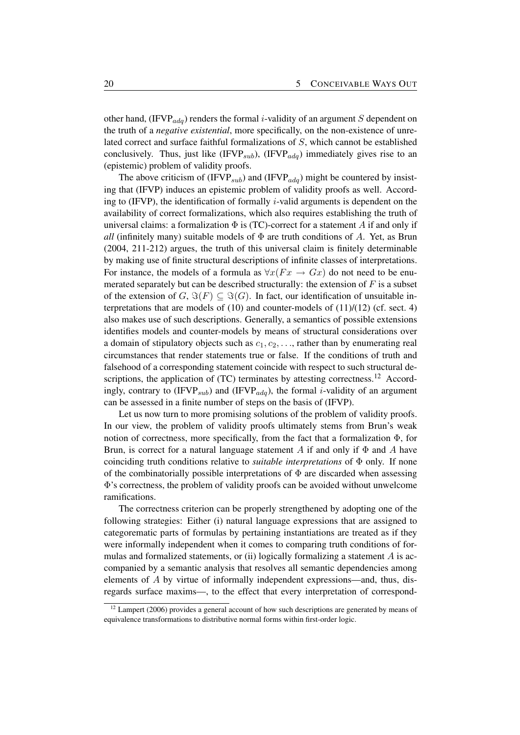other hand, (IFVP$_{adq}$) renders the formal $i$-validity of an argument $S$ dependent on the truth of a *negative existential*, more specifically, on the non-existence of unrelated correct and surface faithful formalizations of $S$, which cannot be established conclusively. Thus, just like (IFVP$_{sub}$), (IFVP$_{adq}$) immediately gives rise to an (epistemic) problem of validity proofs.

The above criticism of (IFVP$_{sub}$) and (IFVP$_{adq}$) might be countered by insisting that (IFVP) induces an epistemic problem of validity proofs as well. According to (IFVP), the identification of formally $i$-valid arguments is dependent on the availability of correct formalizations, which also requires establishing the truth of universal claims: a formalization $\Phi$ is (TC)-correct for a statement $A$ if and only if *all* (infinitely many) suitable models of $\Phi$ are truth conditions of $A$. Yet, as Brun (2004, 211-212) argues, the truth of this universal claim is finitely determinable by making use of finite structural descriptions of infinite classes of interpretations. For instance, the models of a formula as $\forall x(Fx \rightarrow Gx)$ do not need to be enumerated separately but can be described structurally: the extension of $F$ is a subset of the extension of $G$, $\Im(F) \subseteq \Im(G)$. In fact, our identification of unsuitable interpretations that are models of (10) and counter-models of (11)/(12) (cf. sect. 4) also makes use of such descriptions. Generally, a semantics of possible extensions identifies models and counter-models by means of structural considerations over a domain of stipulatory objects such as $c_1, c_2, \ldots$, rather than by enumerating real circumstances that render statements true or false. If the conditions of truth and falsehood of a corresponding statement coincide with respect to such structural descriptions, the application of (TC) terminates by attesting correctness.[12] Accordingly, contrary to (IFVP$_{sub}$) and (IFVP$_{adq}$), the formal $i$-validity of an argument can be assessed in a finite number of steps on the basis of (IFVP).

Let us now turn to more promising solutions of the problem of validity proofs. In our view, the problem of validity proofs ultimately stems from Brun's weak notion of correctness, more specifically, from the fact that a formalization $\Phi$, for Brun, is correct for a natural language statement $A$ if and only if $\Phi$ and $A$ have coinciding truth conditions relative to *suitable interpretations* of $\Phi$ only. If none of the combinatorially possible interpretations of $\Phi$ are discarded when assessing $\Phi$'s correctness, the problem of validity proofs can be avoided without unwelcome ramifications.

The correctness criterion can be properly strengthened by adopting one of the following strategies: Either (i) natural language expressions that are assigned to categorematic parts of formulas by pertaining instantiations are treated as if they were informally independent when it comes to comparing truth conditions of formulas and formalized statements, or (ii) logically formalizing a statement $A$ is accompanied by a semantic analysis that resolves all semantic dependencies among elements of $A$ by virtue of informally independent expressions—and, thus, disregards surface maxims—, to the effect that every interpretation of correspond-

[12] Lampert (2006) provides a general account of how such descriptions are generated by means of equivalence transformations to distributive normal forms within first-order logic.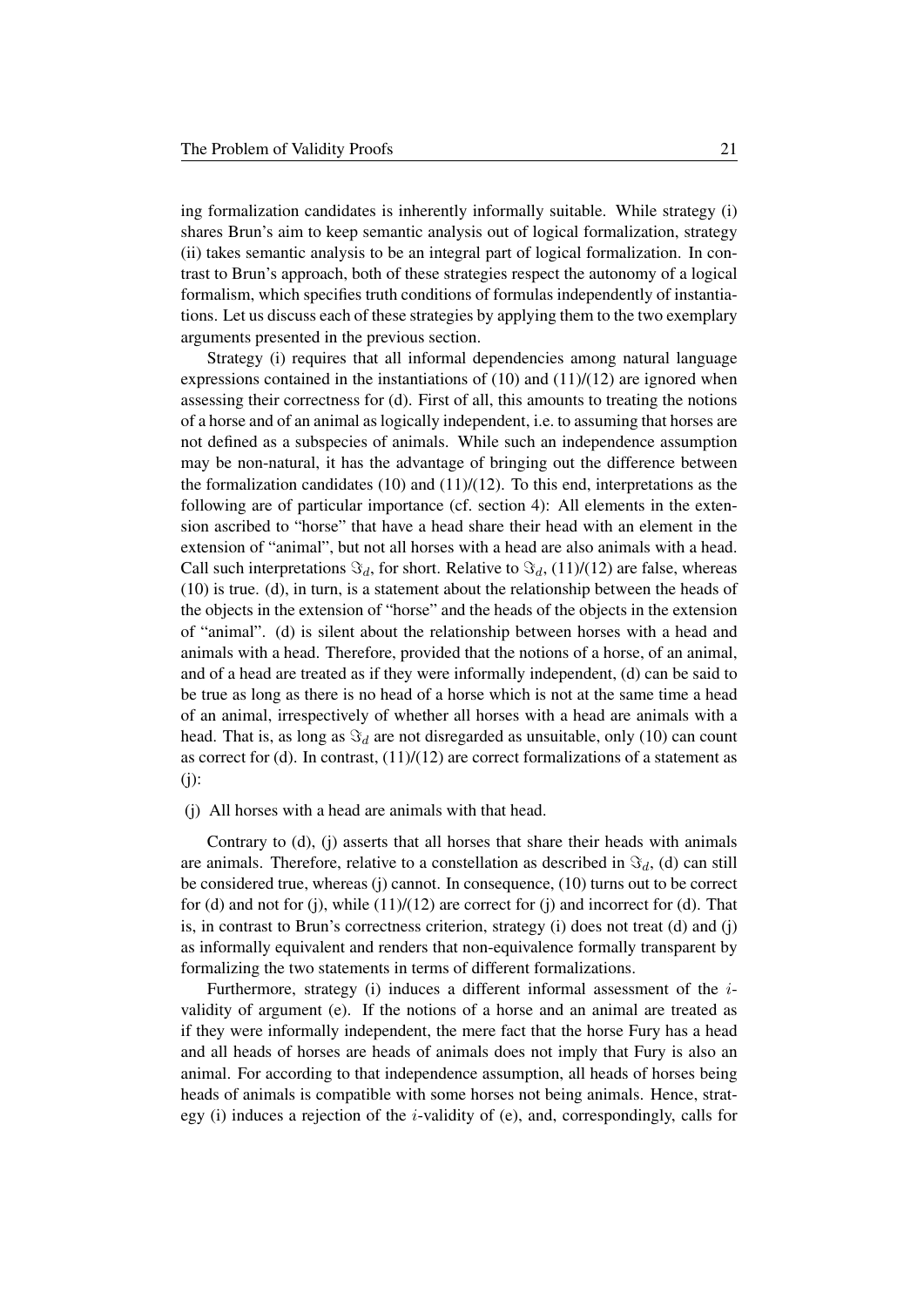ing formalization candidates is inherently informally suitable. While strategy (i) shares Brun's aim to keep semantic analysis out of logical formalization, strategy (ii) takes semantic analysis to be an integral part of logical formalization. In contrast to Brun's approach, both of these strategies respect the autonomy of a logical formalism, which specifies truth conditions of formulas independently of instantiations. Let us discuss each of these strategies by applying them to the two exemplary arguments presented in the previous section.

Strategy (i) requires that all informal dependencies among natural language expressions contained in the instantiations of (10) and (11)/(12) are ignored when assessing their correctness for (d). First of all, this amounts to treating the notions of a horse and of an animal as logically independent, i.e. to assuming that horses are not defined as a subspecies of animals. While such an independence assumption may be non-natural, it has the advantage of bringing out the difference between the formalization candidates (10) and (11)/(12). To this end, interpretations as the following are of particular importance (cf. section 4): All elements in the extension ascribed to "horse" that have a head share their head with an element in the extension of "animal", but not all horses with a head are also animals with a head. Call such interpretations $\Im_d$, for short. Relative to $\Im_d$, (11)/(12) are false, whereas (10) is true. (d), in turn, is a statement about the relationship between the heads of the objects in the extension of "horse" and the heads of the objects in the extension of "animal". (d) is silent about the relationship between horses with a head and animals with a head. Therefore, provided that the notions of a horse, of an animal, and of a head are treated as if they were informally independent, (d) can be said to be true as long as there is no head of a horse which is not at the same time a head of an animal, irrespectively of whether all horses with a head are animals with a head. That is, as long as $\Im_d$ are not disregarded as unsuitable, only (10) can count as correct for (d). In contrast, (11)/(12) are correct formalizations of a statement as (j):

(j) All horses with a head are animals with that head.

Contrary to (d), (j) asserts that all horses that share their heads with animals are animals. Therefore, relative to a constellation as described in $\Im_d$, (d) can still be considered true, whereas (j) cannot. In consequence, (10) turns out to be correct for (d) and not for (j), while (11)/(12) are correct for (j) and incorrect for (d). That is, in contrast to Brun's correctness criterion, strategy (i) does not treat (d) and (j) as informally equivalent and renders that non-equivalence formally transparent by formalizing the two statements in terms of different formalizations.

Furthermore, strategy (i) induces a different informal assessment of the $i$-validity of argument (e). If the notions of a horse and an animal are treated as if they were informally independent, the mere fact that the horse Fury has a head and all heads of horses are heads of animals does not imply that Fury is also an animal. For according to that independence assumption, all heads of horses being heads of animals is compatible with some horses not being animals. Hence, strategy (i) induces a rejection of the $i$-validity of (e), and, correspondingly, calls for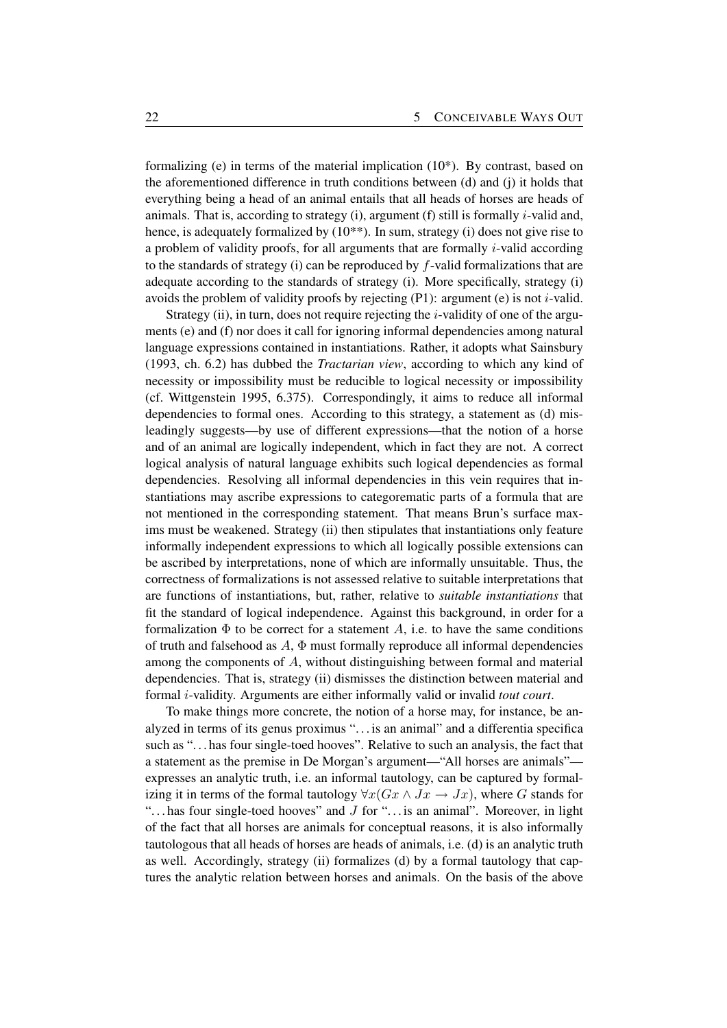formalizing (e) in terms of the material implication (10*). By contrast, based on the aforementioned difference in truth conditions between (d) and (j) it holds that everything being a head of an animal entails that all heads of horses are heads of animals. That is, according to strategy (i), argument (f) still is formally $i$-valid and, hence, is adequately formalized by (10**). In sum, strategy (i) does not give rise to a problem of validity proofs, for all arguments that are formally $i$-valid according to the standards of strategy (i) can be reproduced by $f$-valid formalizations that are adequate according to the standards of strategy (i). More specifically, strategy (i) avoids the problem of validity proofs by rejecting (P1): argument (e) is not $i$-valid.

Strategy (ii), in turn, does not require rejecting the $i$-validity of one of the arguments (e) and (f) nor does it call for ignoring informal dependencies among natural language expressions contained in instantiations. Rather, it adopts what Sainsbury (1993, ch. 6.2) has dubbed the *Tractarian view*, according to which any kind of necessity or impossibility must be reducible to logical necessity or impossibility (cf. Wittgenstein 1995, 6.375). Correspondingly, it aims to reduce all informal dependencies to formal ones. According to this strategy, a statement as (d) misleadingly suggests—by use of different expressions—that the notion of a horse and of an animal are logically independent, which in fact they are not. A correct logical analysis of natural language exhibits such logical dependencies as formal dependencies. Resolving all informal dependencies in this vein requires that instantiations may ascribe expressions to categorematic parts of a formula that are not mentioned in the corresponding statement. That means Brun's surface maxims must be weakened. Strategy (ii) then stipulates that instantiations only feature informally independent expressions to which all logically possible extensions can be ascribed by interpretations, none of which are informally unsuitable. Thus, the correctness of formalizations is not assessed relative to suitable interpretations that are functions of instantiations, but, rather, relative to *suitable instantiations* that fit the standard of logical independence. Against this background, in order for a formalization $\Phi$ to be correct for a statement $A$, i.e. to have the same conditions of truth and falsehood as $A$, $\Phi$ must formally reproduce all informal dependencies among the components of $A$, without distinguishing between formal and material dependencies. That is, strategy (ii) dismisses the distinction between material and formal $i$-validity. Arguments are either informally valid or invalid *tout court*.

To make things more concrete, the notion of a horse may, for instance, be analyzed in terms of its genus proximus "…is an animal" and a differentia specifica such as "…has four single-toed hooves". Relative to such an analysis, the fact that a statement as the premise in De Morgan's argument—"All horses are animals"—expresses an analytic truth, i.e. an informal tautology, can be captured by formalizing it in terms of the formal tautology $\forall x(Gx \wedge Jx \rightarrow Jx)$, where $G$ stands for "…has four single-toed hooves" and $J$ for "…is an animal". Moreover, in light of the fact that all horses are animals for conceptual reasons, it is also informally tautologous that all heads of horses are heads of animals, i.e. (d) is an analytic truth as well. Accordingly, strategy (ii) formalizes (d) by a formal tautology that captures the analytic relation between horses and animals. On the basis of the above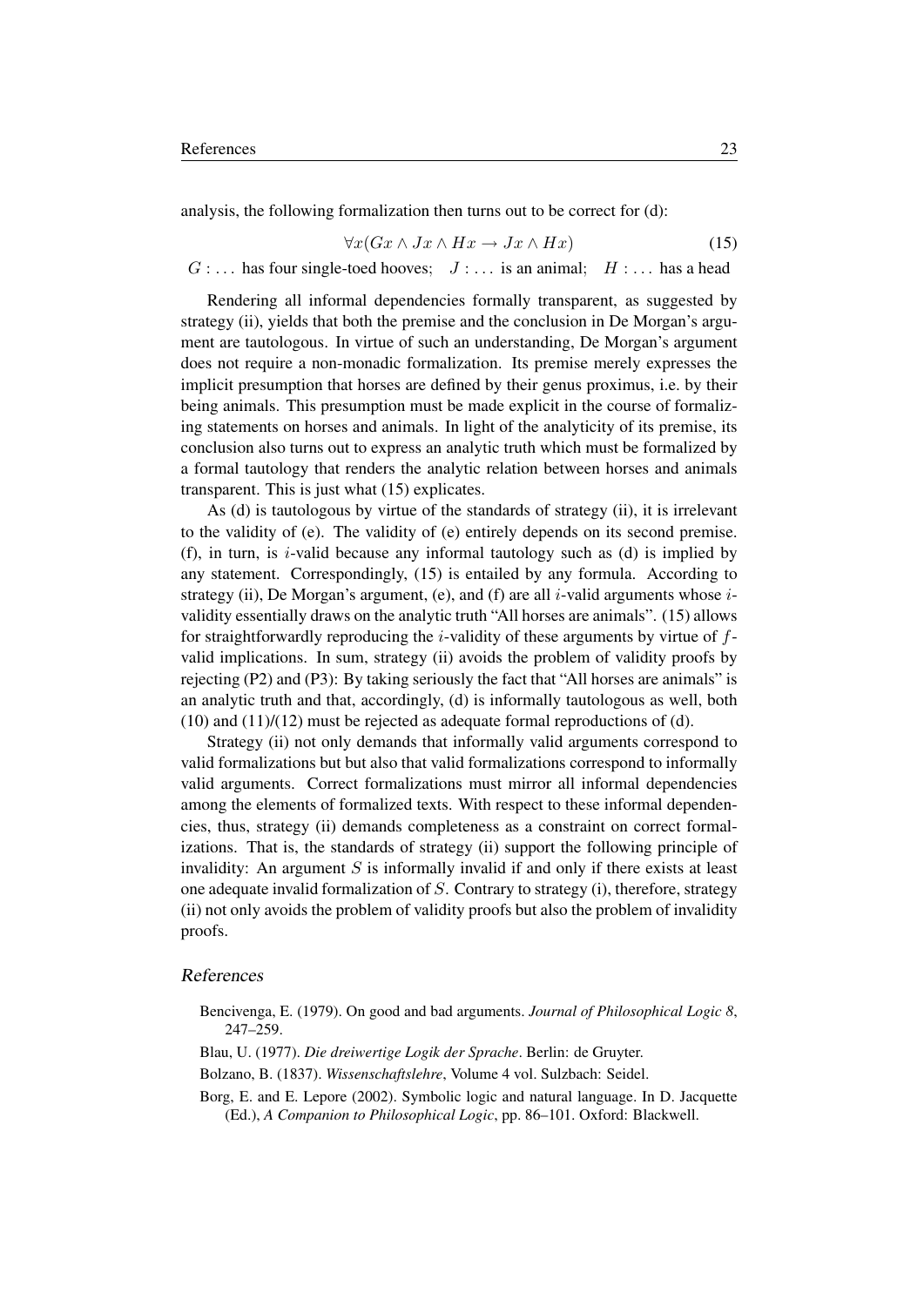analysis, the following formalization then turns out to be correct for (d):

$$\forall x(Gx \wedge Jx \wedge Hx \rightarrow Jx \wedge Hx) \tag{15}$$

$G: \ldots$ has four single-toed hooves; $J: \ldots$ is an animal; $H: \ldots$ has a head

Rendering all informal dependencies formally transparent, as suggested by strategy (ii), yields that both the premise and the conclusion in De Morgan's argument are tautologous. In virtue of such an understanding, De Morgan's argument does not require a non-monadic formalization. Its premise merely expresses the implicit presumption that horses are defined by their genus proximus, i.e. by their being animals. This presumption must be made explicit in the course of formalizing statements on horses and animals. In light of the analyticity of its premise, its conclusion also turns out to express an analytic truth which must be formalized by a formal tautology that renders the analytic relation between horses and animals transparent. This is just what (15) explicates.

As (d) is tautologous by virtue of the standards of strategy (ii), it is irrelevant to the validity of (e). The validity of (e) entirely depends on its second premise. (f), in turn, is $i$-valid because any informal tautology such as (d) is implied by any statement. Correspondingly, (15) is entailed by any formula. According to strategy (ii), De Morgan's argument, (e), and (f) are all $i$-valid arguments whose $i$-validity essentially draws on the analytic truth "All horses are animals". (15) allows for straightforwardly reproducing the $i$-validity of these arguments by virtue of $f$-valid implications. In sum, strategy (ii) avoids the problem of validity proofs by rejecting (P2) and (P3): By taking seriously the fact that "All horses are animals" is an analytic truth and that, accordingly, (d) is informally tautologous as well, both (10) and (11)/(12) must be rejected as adequate formal reproductions of (d).

Strategy (ii) not only demands that informally valid arguments correspond to valid formalizations but but also that valid formalizations correspond to informally valid arguments. Correct formalizations must mirror all informal dependencies among the elements of formalized texts. With respect to these informal dependencies, thus, strategy (ii) demands completeness as a constraint on correct formalizations. That is, the standards of strategy (ii) support the following principle of invalidity: An argument $S$ is informally invalid if and only if there exists at least one adequate invalid formalization of $S$. Contrary to strategy (i), therefore, strategy (ii) not only avoids the problem of validity proofs but also the problem of invalidity proofs.

## References

Bencivenga, E. (1979). On good and bad arguments. *Journal of Philosophical Logic 8*, 247–259.

Blau, U. (1977). *Die dreiwertige Logik der Sprache*. Berlin: de Gruyter.

Bolzano, B. (1837). *Wissenschaftslehre*, Volume 4 vol. Sulzbach: Seidel.

Borg, E. and E. Lepore (2002). Symbolic logic and natural language. In D. Jacquette (Ed.), *A Companion to Philosophical Logic*, pp. 86–101. Oxford: Blackwell.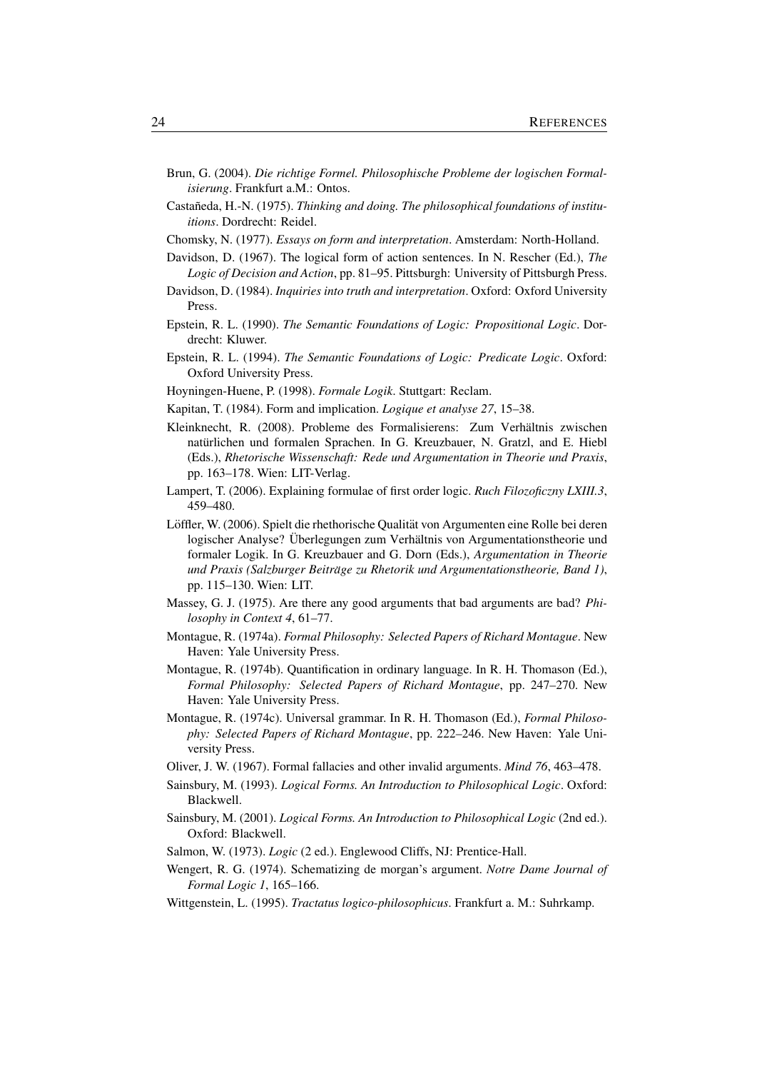Brun, G. (2004). *Die richtige Formel. Philosophische Probleme der logischen Formalisierung*. Frankfurt a.M.: Ontos.

Castañeda, H.-N. (1975). *Thinking and doing. The philosophical foundations of institutions*. Dordrecht: Reidel.

Chomsky, N. (1977). *Essays on form and interpretation*. Amsterdam: North-Holland.

Davidson, D. (1967). The logical form of action sentences. In N. Rescher (Ed.), *The Logic of Decision and Action*, pp. 81–95. Pittsburgh: University of Pittsburgh Press.

Davidson, D. (1984). *Inquiries into truth and interpretation*. Oxford: Oxford University Press.

Epstein, R. L. (1990). *The Semantic Foundations of Logic: Propositional Logic*. Dordrecht: Kluwer.

Epstein, R. L. (1994). *The Semantic Foundations of Logic: Predicate Logic*. Oxford: Oxford University Press.

Hoyningen-Huene, P. (1998). *Formale Logik*. Stuttgart: Reclam.

Kapitan, T. (1984). Form and implication. *Logique et analyse 27*, 15–38.

Kleinknecht, R. (2008). Probleme des Formalisierens: Zum Verhältnis zwischen natürlichen und formalen Sprachen. In G. Kreuzbauer, N. Gratzl, and E. Hiebl (Eds.), *Rhetorische Wissenschaft: Rede und Argumentation in Theorie und Praxis*, pp. 163–178. Wien: LIT-Verlag.

Lampert, T. (2006). Explaining formulae of first order logic. *Ruch Filozoficzny LXIII.3*, 459–480.

Löffler, W. (2006). Spielt die rhethorische Qualität von Argumenten eine Rolle bei deren logischer Analyse? Überlegungen zum Verhältnis von Argumentationstheorie und formaler Logik. In G. Kreuzbauer and G. Dorn (Eds.), *Argumentation in Theorie und Praxis (Salzburger Beiträge zu Rhetorik und Argumentationstheorie, Band 1)*, pp. 115–130. Wien: LIT.

Massey, G. J. (1975). Are there any good arguments that bad arguments are bad? *Philosophy in Context 4*, 61–77.

Montague, R. (1974a). *Formal Philosophy: Selected Papers of Richard Montague*. New Haven: Yale University Press.

Montague, R. (1974b). Quantification in ordinary language. In R. H. Thomason (Ed.), *Formal Philosophy: Selected Papers of Richard Montague*, pp. 247–270. New Haven: Yale University Press.

Montague, R. (1974c). Universal grammar. In R. H. Thomason (Ed.), *Formal Philosophy: Selected Papers of Richard Montague*, pp. 222–246. New Haven: Yale University Press.

Oliver, J. W. (1967). Formal fallacies and other invalid arguments. *Mind 76*, 463–478.

Sainsbury, M. (1993). *Logical Forms. An Introduction to Philosophical Logic*. Oxford: Blackwell.

Sainsbury, M. (2001). *Logical Forms. An Introduction to Philosophical Logic* (2nd ed.). Oxford: Blackwell.

Salmon, W. (1973). *Logic* (2 ed.). Englewood Cliffs, NJ: Prentice-Hall.

Wengert, R. G. (1974). Schematizing de morgan's argument. *Notre Dame Journal of Formal Logic 1*, 165–166.

Wittgenstein, L. (1995). *Tractatus logico-philosophicus*. Frankfurt a. M.: Suhrkamp.